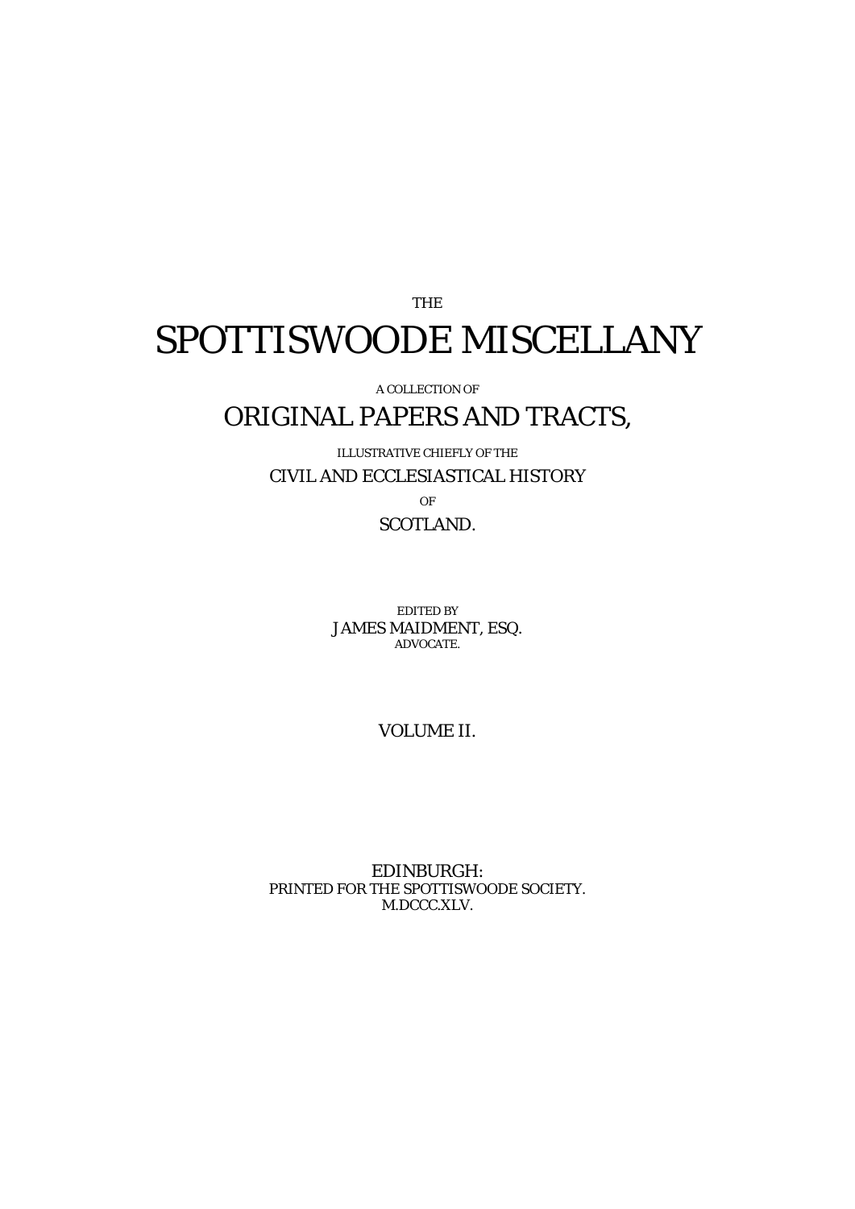THE

# SPOTTISWOODE MISCELLANY

A COLLECTION OF

## ORIGINAL PAPERS AND TRACTS,

ILLUSTRATIVE CHIEFLY OF THE

CIVIL AND ECCLESIASTICAL HISTORY

OF

SCOTLAND.

EDITED BY
JAMES MAIDMENT, ESQ.
ADVOCATE.

VOLUME II.

EDINBURGH:
PRINTED FOR THE SPOTTISWOODE SOCIETY.
M.DCCC.XLV.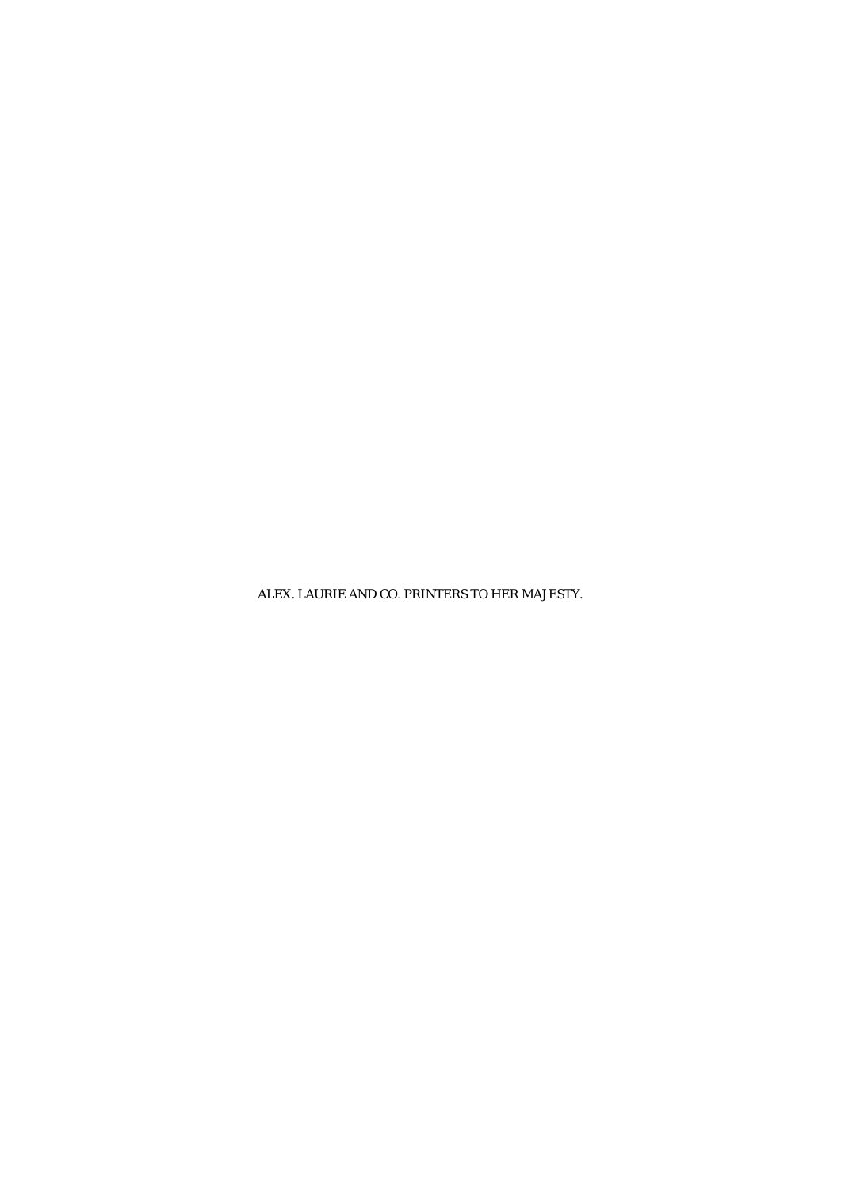ALEX. LAURIE AND CO. PRINTERS TO HER MAJESTY.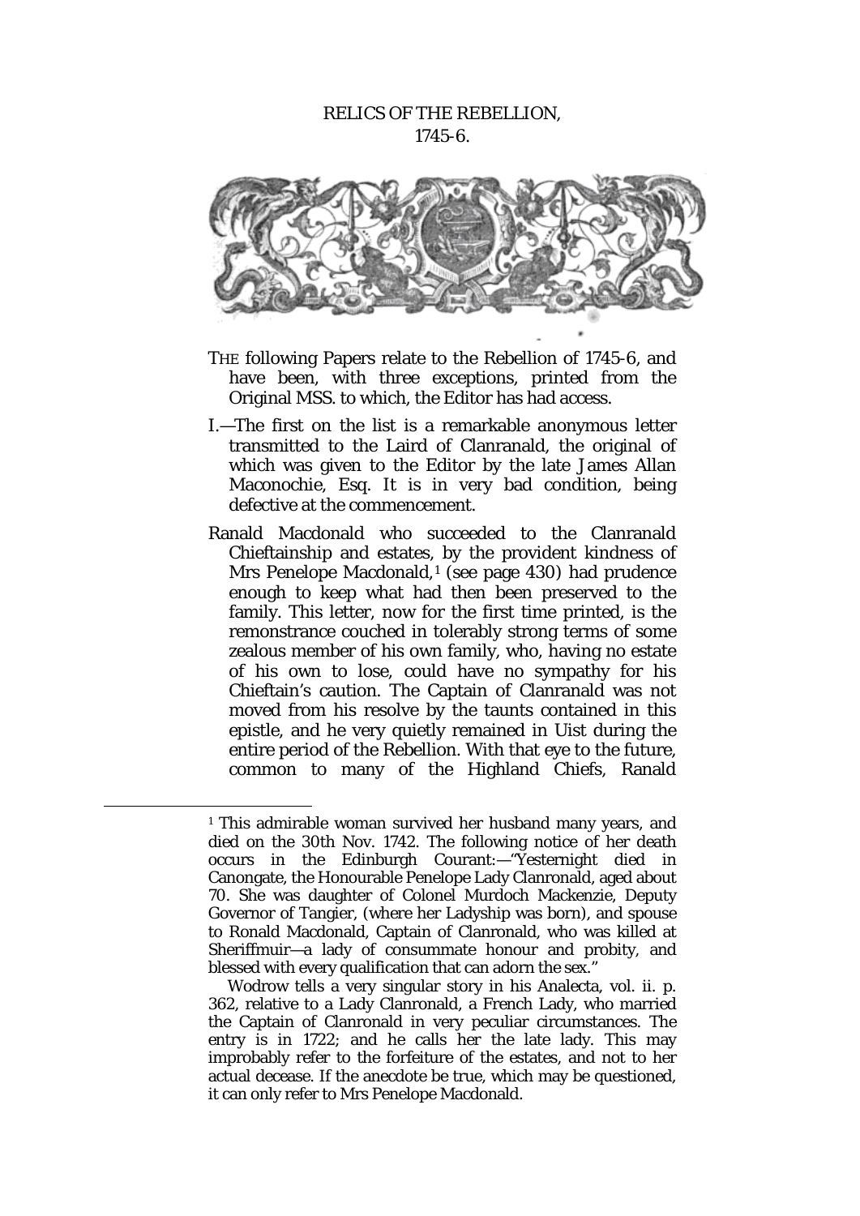# RELICS OF THE REBELLION, 1745-6.

THE following Papers relate to the Rebellion of 1745-6, and have been, with three exceptions, printed from the Original MSS. to which, the Editor has had access.

I.—The first on the list is a remarkable anonymous letter transmitted to the Laird of Clanranald, the original of which was given to the Editor by the late James Allan Maconochie, Esq. It is in very bad condition, being defective at the commencement.

Ranald Macdonald who succeeded to the Clanranald Chieftainship and estates, by the provident kindness of Mrs Penelope Macdonald,[1] (see page 430) had prudence enough to keep what had then been preserved to the family. This letter, now for the first time printed, is the remonstrance couched in tolerably strong terms of some zealous member of his own family, who, having no estate of his own to lose, could have no sympathy for his Chieftain's caution. The Captain of Clanranald was not moved from his resolve by the taunts contained in this epistle, and he very quietly remained in Uist during the entire period of the Rebellion. With that eye to the future, common to many of the Highland Chiefs, Ranald

[1] This admirable woman survived her husband many years, and died on the 30th Nov. 1742. The following notice of her death occurs in the Edinburgh Courant:—"Yesternight died in Canongate, the Honourable Penelope Lady Clanronald, aged about 70. She was daughter of Colonel Murdoch Mackenzie, Deputy Governor of Tangier, (where her Ladyship was born), and spouse to Ronald Macdonald, Captain of Clanronald, who was killed at Sheriffmuir—a lady of consummate honour and probity, and blessed with every qualification that can adorn the sex."

Wodrow tells a very singular story in his Analecta, vol. ii. p. 362, relative to a Lady Clanronald, a French Lady, who married the Captain of Clanronald in very peculiar circumstances. The entry is in 1722; and he calls her the late lady. This may improbably refer to the forfeiture of the estates, and not to her actual decease. If the anecdote be true, which may be questioned, it can only refer to Mrs Penelope Macdonald.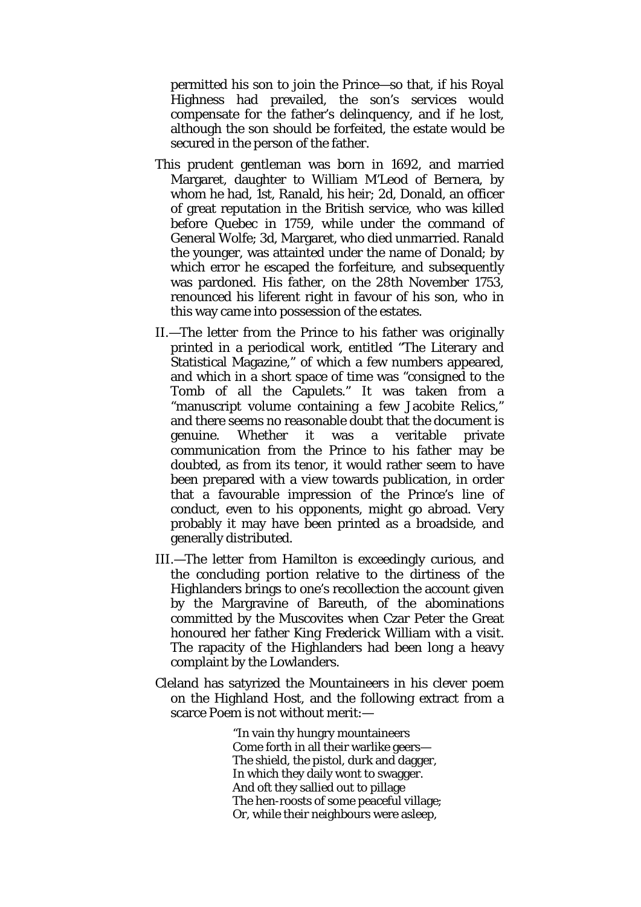permitted his son to join the Prince—so that, if his Royal Highness had prevailed, the son's services would compensate for the father's delinquency, and if he lost, although the son should be forfeited, the estate would be secured in the person of the father.

This prudent gentleman was born in 1692, and married Margaret, daughter to William M'Leod of Bernera, by whom he had, 1st, Ranald, his heir; 2d, Donald, an officer of great reputation in the British service, who was killed before Quebec in 1759, while under the command of General Wolfe; 3d, Margaret, who died unmarried. Ranald the younger, was attainted under the name of Donald; by which error he escaped the forfeiture, and subsequently was pardoned. His father, on the 28th November 1753, renounced his liferent right in favour of his son, who in this way came into possession of the estates.

II.—The letter from the Prince to his father was originally printed in a periodical work, entitled "The Literary and Statistical Magazine," of which a few numbers appeared, and which in a short space of time was "consigned to the Tomb of all the Capulets." It was taken from a "manuscript volume containing a few Jacobite Relics," and there seems no reasonable doubt that the document is genuine. Whether it was a veritable private communication from the Prince to his father may be doubted, as from its tenor, it would rather seem to have been prepared with a view towards publication, in order that a favourable impression of the Prince's line of conduct, even to his opponents, might go abroad. Very probably it may have been printed as a broadside, and generally distributed.

III.—The letter from Hamilton is exceedingly curious, and the concluding portion relative to the dirtiness of the Highlanders brings to one's recollection the account given by the Margravine of Bareuth, of the abominations committed by the Muscovites when Czar Peter the Great honoured her father King Frederick William with a visit. The rapacity of the Highlanders had been long a heavy complaint by the Lowlanders.

Cleland has satyrized the Mountaineers in his clever poem on the Highland Host, and the following extract from a scarce Poem is not without merit:—

> "In vain thy hungry mountaineers
> Come forth in all their warlike geers—
> The shield, the pistol, durk and dagger,
> In which they daily wont to swagger.
> And oft they sallied out to pillage
> The hen-roosts of some peaceful village;
> Or, while their neighbours were asleep,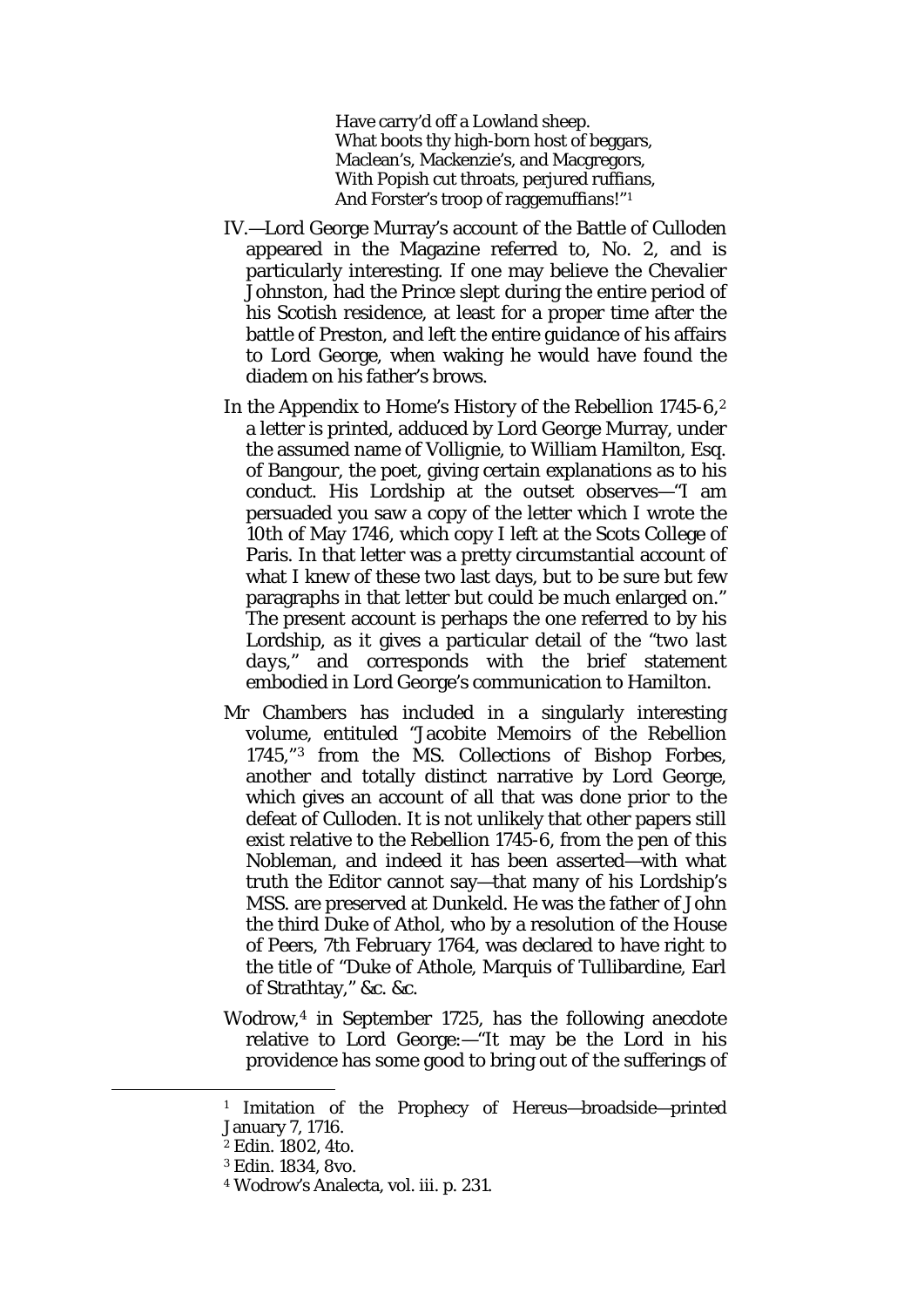Have carry'd off a Lowland sheep.
What boots thy high-born host of beggars,
Maclean's, Mackenzie's, and Macgregors,
With Popish cut throats, perjured ruffians,
And Forster's troop of raggemuffians!"[1]

IV.—Lord George Murray's account of the Battle of Culloden appeared in the Magazine referred to, No. 2, and is particularly interesting. If one may believe the Chevalier Johnston, had the Prince slept during the entire period of his Scotish residence, at least for a proper time after the battle of Preston, and left the entire guidance of his affairs to Lord George, when waking he would have found the diadem on his father's brows.

In the Appendix to Home's History of the Rebellion 1745-6,[2] a letter is printed, adduced by Lord George Murray, under the assumed name of Vollignie, to William Hamilton, Esq. of Bangour, the poet, giving certain explanations as to his conduct. His Lordship at the outset observes—"I am persuaded you saw a copy of the letter which I wrote the 10th of May 1746, which copy I left at the Scots College of Paris. In that letter was a pretty circumstantial account of what I knew of these two last days, but to be sure but few paragraphs in that letter but could be much enlarged on." The present account is perhaps the one referred to by his Lordship, as it gives a particular detail of the "*two last days*," and corresponds with the brief statement embodied in Lord George's communication to Hamilton.

Mr Chambers has included in a singularly interesting volume, entituled "Jacobite Memoirs of the Rebellion 1745,"[3] from the MS. Collections of Bishop Forbes, another and totally distinct narrative by Lord George, which gives an account of all that was done prior to the defeat of Culloden. It is not unlikely that other papers still exist relative to the Rebellion 1745-6, from the pen of this Nobleman, and indeed it has been asserted—with what truth the Editor cannot say—that many of his Lordship's MSS. are preserved at Dunkeld. He was the father of John the third Duke of Athol, who by a resolution of the House of Peers, 7th February 1764, was declared to have right to the title of "Duke of Athole, Marquis of Tullibardine, Earl of Strathtay," &c. &c.

Wodrow,[4] in September 1725, has the following anecdote relative to Lord George:—"It may be the Lord in his providence has some good to bring out of the sufferings of

---

[1] Imitation of the Prophecy of Hereus—broadside—printed January 7, 1716.

[2] Edin. 1802, 4to.

[3] Edin. 1834, 8vo.

[4] Wodrow's Analecta, vol. iii. p. 231.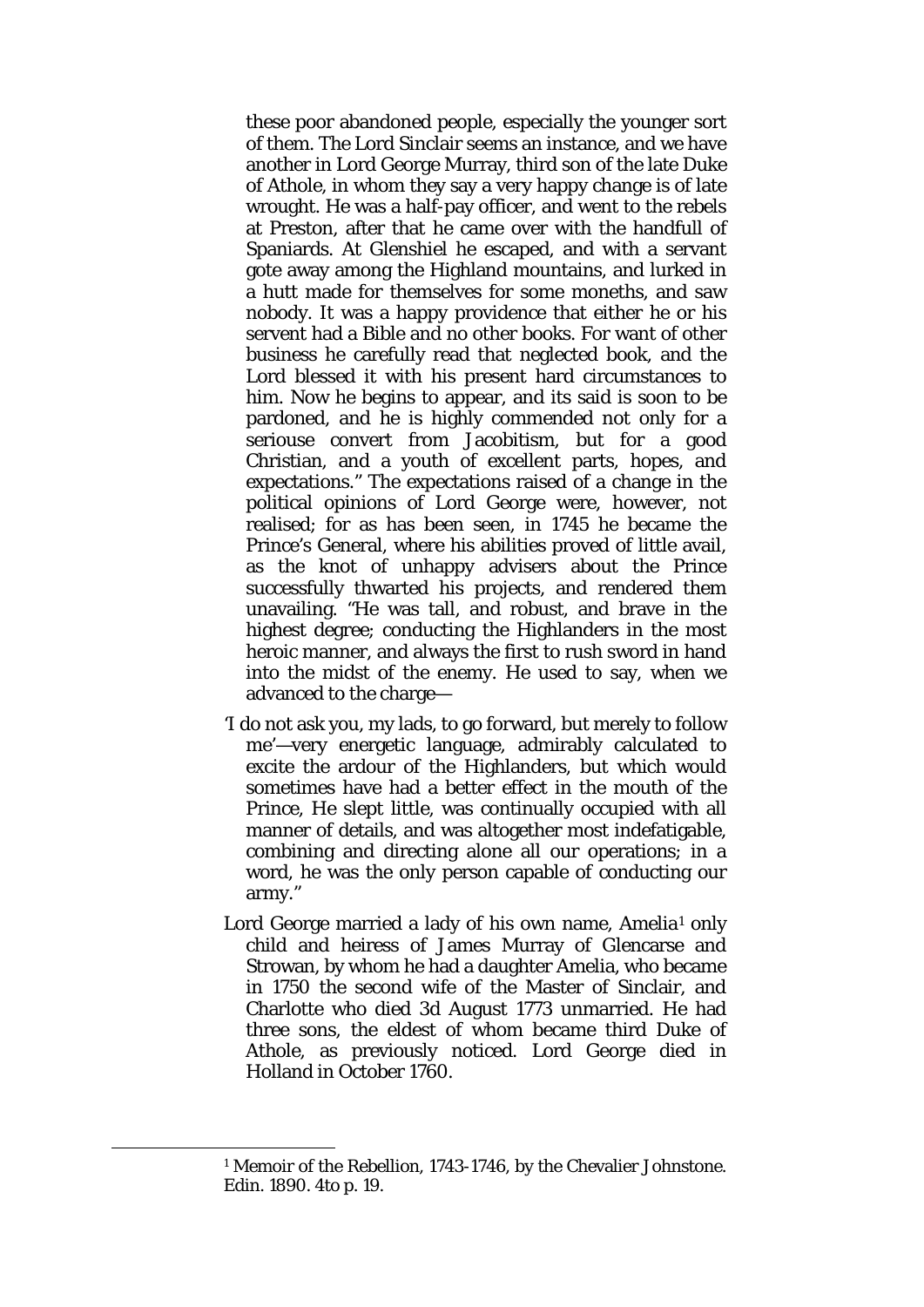these poor abandoned people, especially the younger sort of them. The Lord Sinclair seems an instance, and we have another in Lord George Murray, third son of the late Duke of Athole, in whom they say a very happy change is of late wrought. He was a half-pay officer, and went to the rebels at Preston, after that he came over with the handfull of Spaniards. At Glenshiel he escaped, and with a servant gote away among the Highland mountains, and lurked in a hutt made for themselves for some moneths, and saw nobody. It was a happy providence that either he or his servent had a Bible and no other books. For want of other business he carefully read that neglected book, and the Lord blessed it with his present hard circumstances to him. Now he begins to appear, and its said is soon to be pardoned, and he is highly commended not only for a seriouse convert from Jacobitism, but for a good Christian, and a youth of excellent parts, hopes, and expectations." The expectations raised of a change in the political opinions of Lord George were, however, not realised; for as has been seen, in 1745 he became the Prince's General, where his abilities proved of little avail, as the knot of unhappy advisers about the Prince successfully thwarted his projects, and rendered them unavailing. "He was tall, and robust, and brave in the highest degree; conducting the Highlanders in the most heroic manner, and always the first to rush sword in hand into the midst of the enemy. He used to say, when we advanced to the charge—

'I do not ask you, my lads, to go forward, but merely to follow me'—very energetic language, admirably calculated to excite the ardour of the Highlanders, but which would sometimes have had a better effect in the mouth of the Prince, He slept little, was continually occupied with all manner of details, and was altogether most indefatigable, combining and directing alone all our operations; in a word, he was the only person capable of conducting our army."

Lord George married a lady of his own name, Amelia[1] only child and heiress of James Murray of Glencarse and Strowan, by whom he had a daughter Amelia, who became in 1750 the second wife of the Master of Sinclair, and Charlotte who died 3d August 1773 unmarried. He had three sons, the eldest of whom became third Duke of Athole, as previously noticed. Lord George died in Holland in October 1760.

[1] Memoir of the Rebellion, 1743-1746, by the Chevalier Johnstone. Edin. 1890. 4to p. 19.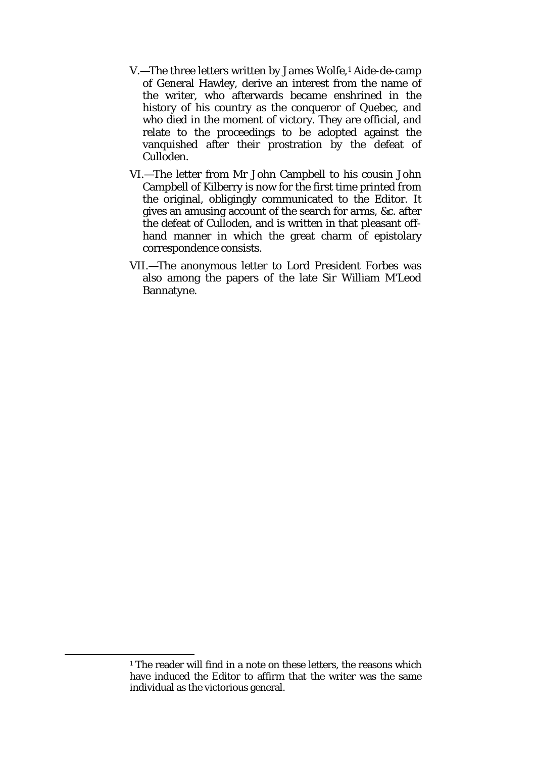V.—The three letters written by James Wolfe,[1] Aide-de-camp of General Hawley, derive an interest from the name of the writer, who afterwards became enshrined in the history of his country as the conqueror of Quebec, and who died in the moment of victory. They are official, and relate to the proceedings to be adopted against the vanquished after their prostration by the defeat of Culloden.

VI.—The letter from Mr John Campbell to his cousin John Campbell of Kilberry is now for the first time printed from the original, obligingly communicated to the Editor. It gives an amusing account of the search for arms, &c. after the defeat of Culloden, and is written in that pleasant off-hand manner in which the great charm of epistolary correspondence consists.

VII.—The anonymous letter to Lord President Forbes was also among the papers of the late Sir William M'Leod Bannatyne.

---

[1] The reader will find in a note on these letters, the reasons which have induced the Editor to affirm that the writer was the same individual as the victorious general.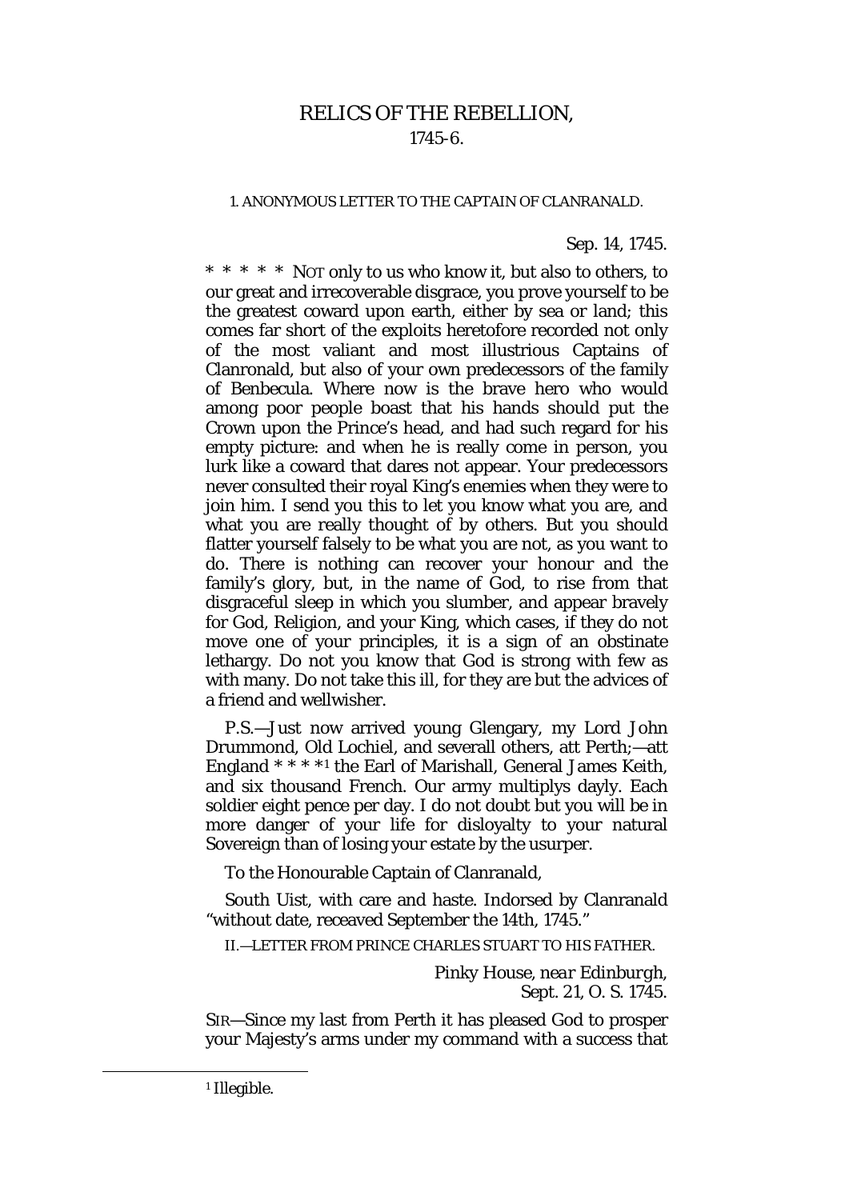# RELICS OF THE REBELLION, 1745-6.

1. ANONYMOUS LETTER TO THE CAPTAIN OF CLANRANALD.

Sep. 14, 1745.

* * * * * NOT only to us who know it, but also to others, to our great and irrecoverable disgrace, you prove yourself to be the greatest coward upon earth, either by sea or land; this comes far short of the exploits heretofore recorded not only of the most valiant and most illustrious Captains of Clanronald, but also of your own predecessors of the family of Benbecula. Where now is the brave hero who would among poor people boast that his hands should put the Crown upon the Prince's head, and had such regard for his empty picture: and when he is really come in person, you lurk like a coward that dares not appear. Your predecessors never consulted their royal King's enemies when they were to join him. I send you this to let you know what you are, and what you are really thought of by others. But you should flatter yourself falsely to be what you are not, as you want to do. There is nothing can recover your honour and the family's glory, but, in the name of God, to rise from that disgraceful sleep in which you slumber, and appear bravely for God, Religion, and your King, which cases, if they do not move one of your principles, it is a sign of an obstinate lethargy. Do not you know that God is strong with few as with many. Do not take this ill, for they are but the advices of a friend and wellwisher.

P.S.—Just now arrived young Glengary, my Lord John Drummond, Old Lochiel, and severall others, att Perth;—att England * * * *[1] the Earl of Marishall, General James Keith, and six thousand French. Our army multiplys dayly. Each soldier eight pence per day. I do not doubt but you will be in more danger of your life for disloyalty to your natural Sovereign than of losing your estate by the usurper.

To the Honourable Captain of Clanranald,

South Uist, with care and haste. Indorsed by Clanranald "without date, receaved September the 14th, 1745."

II.—LETTER FROM PRINCE CHARLES STUART TO HIS FATHER.

*Pinky House, near Edinburgh,*
Sept. 21, O. S. 1745.

SIR—Since my last from Perth it has pleased God to prosper your Majesty's arms under my command with a success that

[1] Illegible.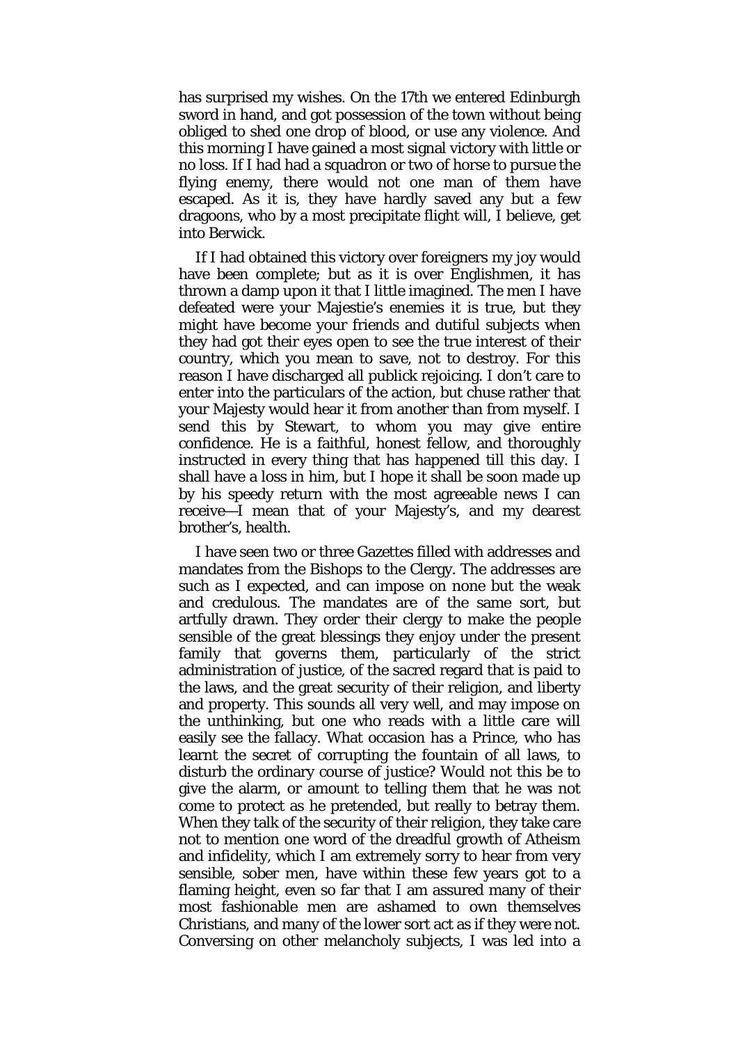has surprised my wishes. On the 17th we entered Edinburgh sword in hand, and got possession of the town without being obliged to shed one drop of blood, or use any violence. And this morning I have gained a most signal victory with little or no loss. If I had had a squadron or two of horse to pursue the flying enemy, there would not one man of them have escaped. As it is, they have hardly saved any but a few dragoons, who by a most precipitate flight will, I believe, get into Berwick.

If I had obtained this victory over foreigners my joy would have been complete; but as it is over Englishmen, it has thrown a damp upon it that I little imagined. The men I have defeated were your Majestie's enemies it is true, but they might have become your friends and dutiful subjects when they had got their eyes open to see the true interest of their country, which you mean to save, not to destroy. For this reason I have discharged all publick rejoicing. I don't care to enter into the particulars of the action, but chuse rather that your Majesty would hear it from another than from myself. I send this by Stewart, to whom you may give entire confidence. He is a faithful, honest fellow, and thoroughly instructed in every thing that has happened till this day. I shall have a loss in him, but I hope it shall be soon made up by his speedy return with the most agreeable news I can receive—I mean that of your Majesty's, and my dearest brother's, health.

I have seen two or three Gazettes filled with addresses and mandates from the Bishops to the Clergy. The addresses are such as I expected, and can impose on none but the weak and credulous. The mandates are of the same sort, but artfully drawn. They order their clergy to make the people sensible of the great blessings they enjoy under the present family that governs them, particularly of the strict administration of justice, of the sacred regard that is paid to the laws, and the great security of their religion, and liberty and property. This sounds all very well, and may impose on the unthinking, but one who reads with a little care will easily see the fallacy. What occasion has a Prince, who has learnt the secret of corrupting the fountain of all laws, to disturb the ordinary course of justice? Would not this be to give the alarm, or amount to telling them that he was not come to protect as he pretended, but really to betray them. When they talk of the security of their religion, they take care not to mention one word of the dreadful growth of Atheism and infidelity, which I am extremely sorry to hear from very sensible, sober men, have within these few years got to a flaming height, even so far that I am assured many of their most fashionable men are ashamed to own themselves Christians, and many of the lower sort act as if they were not. Conversing on other melancholy subjects, I was led into a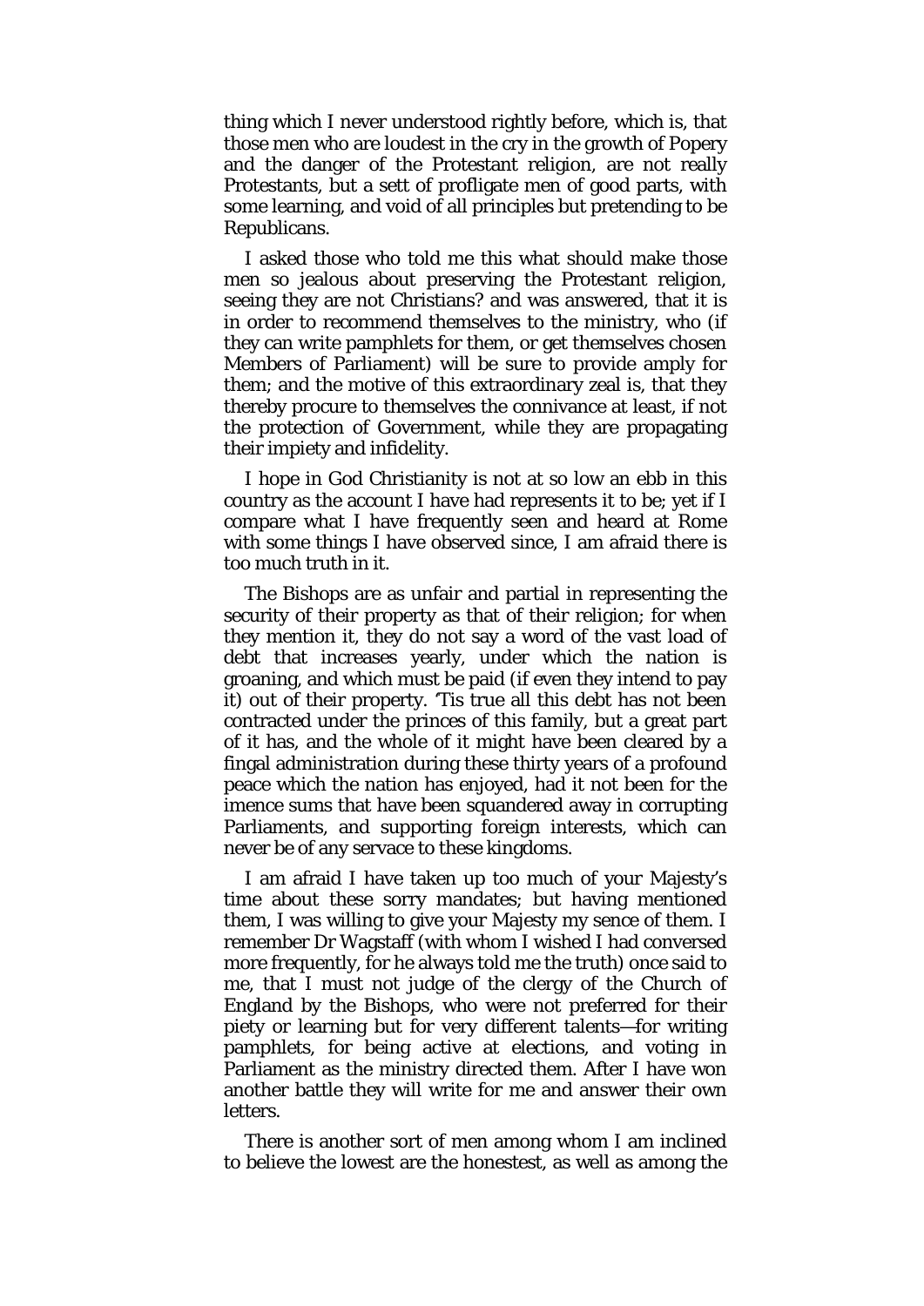thing which I never understood rightly before, which is, that those men who are loudest in the cry in the growth of Popery and the danger of the Protestant religion, are not really Protestants, but a sett of profligate men of good parts, with some learning, and void of all principles but pretending to be Republicans.

I asked those who told me this what should make those men so jealous about preserving the Protestant religion, seeing they are not Christians? and was answered, that it is in order to recommend themselves to the ministry, who (if they can write pamphlets for them, or get themselves chosen Members of Parliament) will be sure to provide amply for them; and the motive of this extraordinary zeal is, that they thereby procure to themselves the connivance at least, if not the protection of Government, while they are propagating their impiety and infidelity.

I hope in God Christianity is not at so low an ebb in this country as the account I have had represents it to be; yet if I compare what I have frequently seen and heard at Rome with some things I have observed since, I am afraid there is too much truth in it.

The Bishops are as unfair and partial in representing the security of their property as that of their religion; for when they mention it, they do not say a word of the vast load of debt that increases yearly, under which the nation is groaning, and which must be paid (if even they intend to pay it) out of their property. 'Tis true all this debt has not been contracted under the princes of this family, but a great part of it has, and the whole of it might have been cleared by a fingal administration during these thirty years of a profound peace which the nation has enjoyed, had it not been for the imence sums that have been squandered away in corrupting Parliaments, and supporting foreign interests, which can never be of any servace to these kingdoms.

I am afraid I have taken up too much of your Majesty's time about these sorry mandates; but having mentioned them, I was willing to give your Majesty my sence of them. I remember Dr Wagstaff (with whom I wished I had conversed more frequently, for he always told me the truth) once said to me, that I must not judge of the clergy of the Church of England by the Bishops, who were not preferred for their piety or learning but for very different talents—for writing pamphlets, for being active at elections, and voting in Parliament as the ministry directed them. After I have won another battle they will write for me and answer their own letters.

There is another sort of men among whom I am inclined to believe the lowest are the honestest, as well as among the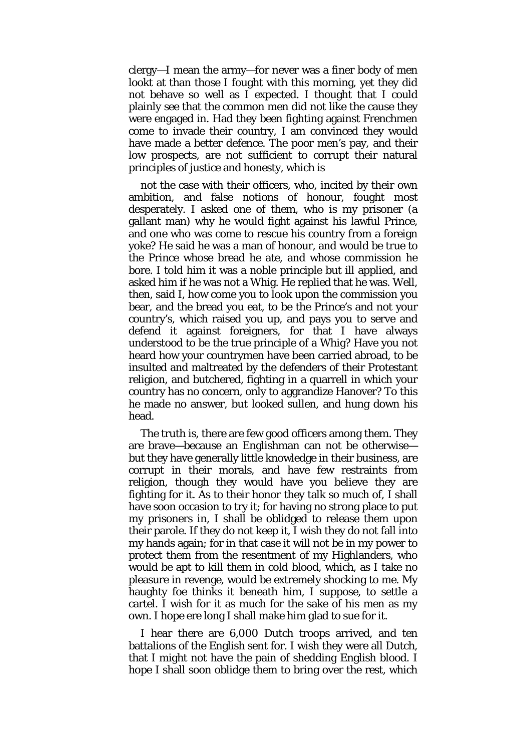clergy—I mean the army—for never was a finer body of men lookt at than those I fought with this morning, yet they did not behave so well as I expected. I thought that I could plainly see that the common men did not like the cause they were engaged in. Had they been fighting against Frenchmen come to invade their country, I am convinced they would have made a better defence. The poor men's pay, and their low prospects, are not sufficient to corrupt their natural principles of justice and honesty, which is

not the case with their officers, who, incited by their own ambition, and false notions of honour, fought most desperately. I asked one of them, who is my prisoner (a gallant man) why he would fight against his lawful Prince, and one who was come to rescue his country from a foreign yoke? He said he was a man of honour, and would be true to the Prince whose bread he ate, and whose commission he bore. I told him it was a noble principle but ill applied, and asked him if he was not a Whig. He replied that he was. Well, then, said I, how come you to look upon the commission you bear, and the bread you eat, to be the Prince's and not your country's, which raised you up, and pays you to serve and defend it against foreigners, for that I have always understood to be the true principle of a Whig? Have you not heard how your countrymen have been carried abroad, to be insulted and maltreated by the defenders of their Protestant religion, and butchered, fighting in a quarrell in which your country has no concern, only to aggrandize Hanover? To this he made no answer, but looked sullen, and hung down his head.

The truth is, there are few good officers among them. They are brave—because an Englishman can not be otherwise—but they have generally little knowledge in their business, are corrupt in their morals, and have few restraints from religion, though they would have you believe they are fighting for it. As to their honor they talk so much of, I shall have soon occasion to try it; for having no strong place to put my prisoners in, I shall be oblidged to release them upon their parole. If they do not keep it, I wish they do not fall into my hands again; for in that case it will not be in my power to protect them from the resentment of my Highlanders, who would be apt to kill them in cold blood, which, as I take no pleasure in revenge, would be extremely shocking to me. My haughty foe thinks it beneath him, I suppose, to settle a cartel. I wish for it as much for the sake of his men as my own. I hope ere long I shall make him glad to sue for it.

I hear there are 6,000 Dutch troops arrived, and ten battalions of the English sent for. I wish they were all Dutch, that I might not have the pain of shedding English blood. I hope I shall soon oblidge them to bring over the rest, which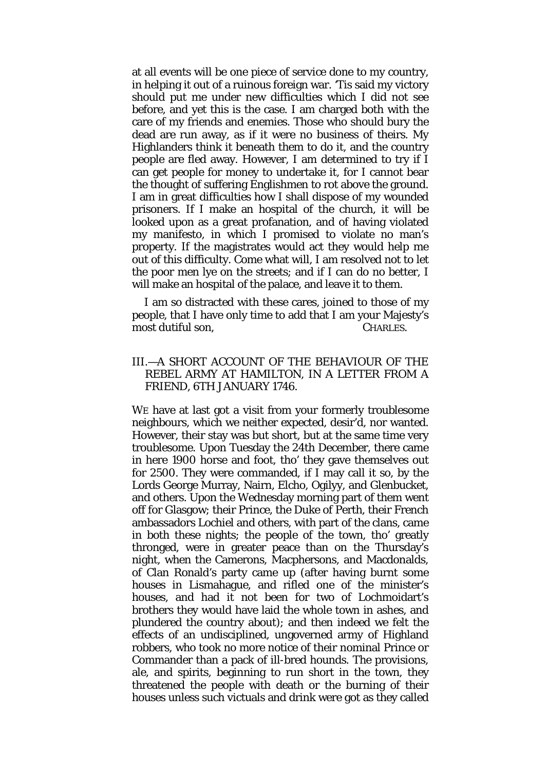at all events will be one piece of service done to my country, in helping it out of a ruinous foreign war. 'Tis said my victory should put me under new difficulties which I did not see before, and yet this is the case. I am charged both with the care of my friends and enemies. Those who should bury the dead are run away, as if it were no business of theirs. My Highlanders think it beneath them to do it, and the country people are fled away. However, I am determined to try if I can get people for money to undertake it, for I cannot bear the thought of suffering Englishmen to rot above the ground. I am in great difficulties how I shall dispose of my wounded prisoners. If I make an hospital of the church, it will be looked upon as a great profanation, and of having violated my manifesto, in which I promised to violate no man's property. If the magistrates would act they would help me out of this difficulty. Come what will, I am resolved not to let the poor men lye on the streets; and if I can do no better, I will make an hospital of the palace, and leave it to them.

I am so distracted with these cares, joined to those of my people, that I have only time to add that I am your Majesty's most dutiful son, CHARLES.

## III.—A SHORT ACCOUNT OF THE BEHAVIOUR OF THE REBEL ARMY AT HAMILTON, IN A LETTER FROM A FRIEND, 6TH JANUARY 1746.

WE have at last got a visit from your formerly troublesome neighbours, which we neither expected, desir'd, nor wanted. However, their stay was but short, but at the same time very troublesome. Upon Tuesday the 24th December, there came in here 1900 horse and foot, tho' they gave themselves out for 2500. They were commanded, if I may call it so, by the Lords George Murray, Nairn, Elcho, Ogilvy, and Glenbucket, and others. Upon the Wednesday morning part of them went off for Glasgow; their Prince, the Duke of Perth, their French ambassadors Lochiel and others, with part of the clans, came in both these nights; the people of the town, tho' greatly thronged, were in greater peace than on the Thursday's night, when the Camerons, Macphersons, and Macdonalds, of Clan Ronald's party came up (after having burnt some houses in Lismahague, and rifled one of the minister's houses, and had it not been for two of Lochmoidart's brothers they would have laid the whole town in ashes, and plundered the country about); and then indeed we felt the effects of an undisciplined, ungoverned army of Highland robbers, who took no more notice of their nominal Prince or Commander than a pack of ill-bred hounds. The provisions, ale, and spirits, beginning to run short in the town, they threatened the people with death or the burning of their houses unless such victuals and drink were got as they called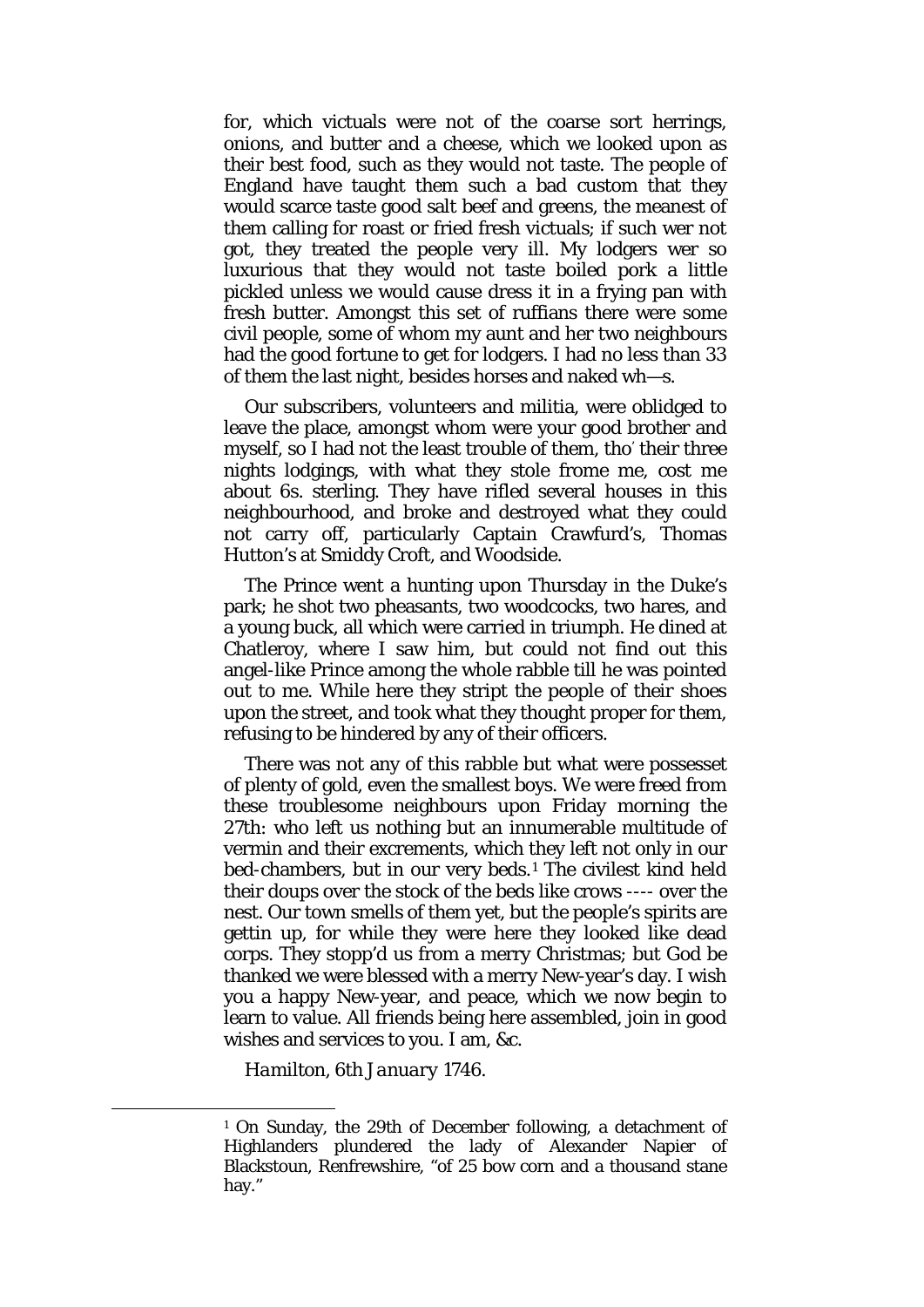for, which victuals were not of the coarse sort herrings, onions, and butter and a cheese, which we looked upon as their best food, such as they would not taste. The people of England have taught them such a bad custom that they would scarce taste good salt beef and greens, the meanest of them calling for roast or fried fresh victuals; if such wer not got, they treated the people very ill. My lodgers wer so luxurious that they would not taste boiled pork a little pickled unless we would cause dress it in a frying pan with fresh butter. Amongst this set of ruffians there were some civil people, some of whom my aunt and her two neighbours had the good fortune to get for lodgers. I had no less than 33 of them the last night, besides horses and naked wh—s.

Our subscribers, volunteers and militia, were oblidged to leave the place, amongst whom were your good brother and myself, so I had not the least trouble of them, tho' their three nights lodgings, with what they stole frome me, cost me about 6s. sterling. They have rifled several houses in this neighbourhood, and broke and destroyed what they could not carry off, particularly Captain Crawfurd's, Thomas Hutton's at Smiddy Croft, and Woodside.

The Prince went a hunting upon Thursday in the Duke's park; he shot two pheasants, two woodcocks, two hares, and a young buck, all which were carried in triumph. He dined at Chatleroy, where I saw him, but could not find out this angel-like Prince among the whole rabble till he was pointed out to me. While here they stript the people of their shoes upon the street, and took what they thought proper for them, refusing to be hindered by any of their officers.

There was not any of this rabble but what were possesset of plenty of gold, even the smallest boys. We were freed from these troublesome neighbours upon Friday morning the 27th: who left us nothing but an innumerable multitude of vermin and their excrements, which they left not only in our bed-chambers, but in our very beds.[1] The civilest kind held their doups over the stock of the beds like crows ---- over the nest. Our town smells of them yet, but the people's spirits are gettin up, for while they were here they looked like dead corps. They stopp'd us from a merry Christmas; but God be thanked we were blessed with a merry New-year's day. I wish you a happy New-year, and peace, which we now begin to learn to value. All friends being here assembled, join in good wishes and services to you. I am, &c.

*Hamilton, 6th January 1746.*

---

[1] On Sunday, the 29th of December following, a detachment of Highlanders plundered the lady of Alexander Napier of Blackstoun, Renfrewshire, "of 25 bow corn and a thousand stane hay."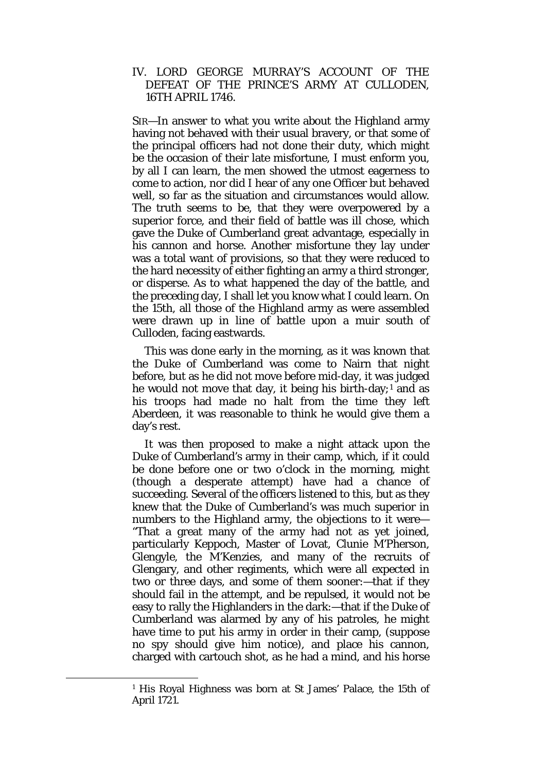## IV. LORD GEORGE MURRAY'S ACCOUNT OF THE DEFEAT OF THE PRINCE'S ARMY AT CULLODEN, 16TH APRIL 1746.

SIR—In answer to what you write about the Highland army having not behaved with their usual bravery, or that some of the principal officers had not done their duty, which might be the occasion of their late misfortune, I must enform you, by all I can learn, the men showed the utmost eagerness to come to action, nor did I hear of any one Officer but behaved well, so far as the situation and circumstances would allow. The truth seems to be, that they were overpowered by a superior force, and their field of battle was ill chose, which gave the Duke of Cumberland great advantage, especially in his cannon and horse. Another misfortune they lay under was a total want of provisions, so that they were reduced to the hard necessity of either fighting an army a third stronger, or disperse. As to what happened the day of the battle, and the preceding day, I shall let you know what I could learn. On the 15th, all those of the Highland army as were assembled were drawn up in line of battle upon a muir south of Culloden, facing eastwards.

This was done early in the morning, as it was known that the Duke of Cumberland was come to Nairn that night before, but as he did not move before mid-day, it was judged he would not move that day, it being his birth-day;[1] and as his troops had made no halt from the time they left Aberdeen, it was reasonable to think he would give them a day's rest.

It was then proposed to make a night attack upon the Duke of Cumberland's army in their camp, which, if it could be done before one or two o'clock in the morning, might (though a desperate attempt) have had a chance of succeeding. Several of the officers listened to this, but as they knew that the Duke of Cumberland's was much superior in numbers to the Highland army, the objections to it were—"That a great many of the army had not as yet joined, particularly Keppoch, Master of Lovat, Clunie M'Pherson, Glengyle, the M'Kenzies, and many of the recruits of Glengary, and other regiments, which were all expected in two or three days, and some of them sooner:—that if they should fail in the attempt, and be repulsed, it would not be easy to rally the Highlanders in the dark:—that if the Duke of Cumberland was alarmed by any of his patroles, he might have time to put his army in order in their camp, (suppose no spy should give him notice), and place his cannon, charged with cartouch shot, as he had a mind, and his horse

[1] His Royal Highness was born at St James' Palace, the 15th of April 1721.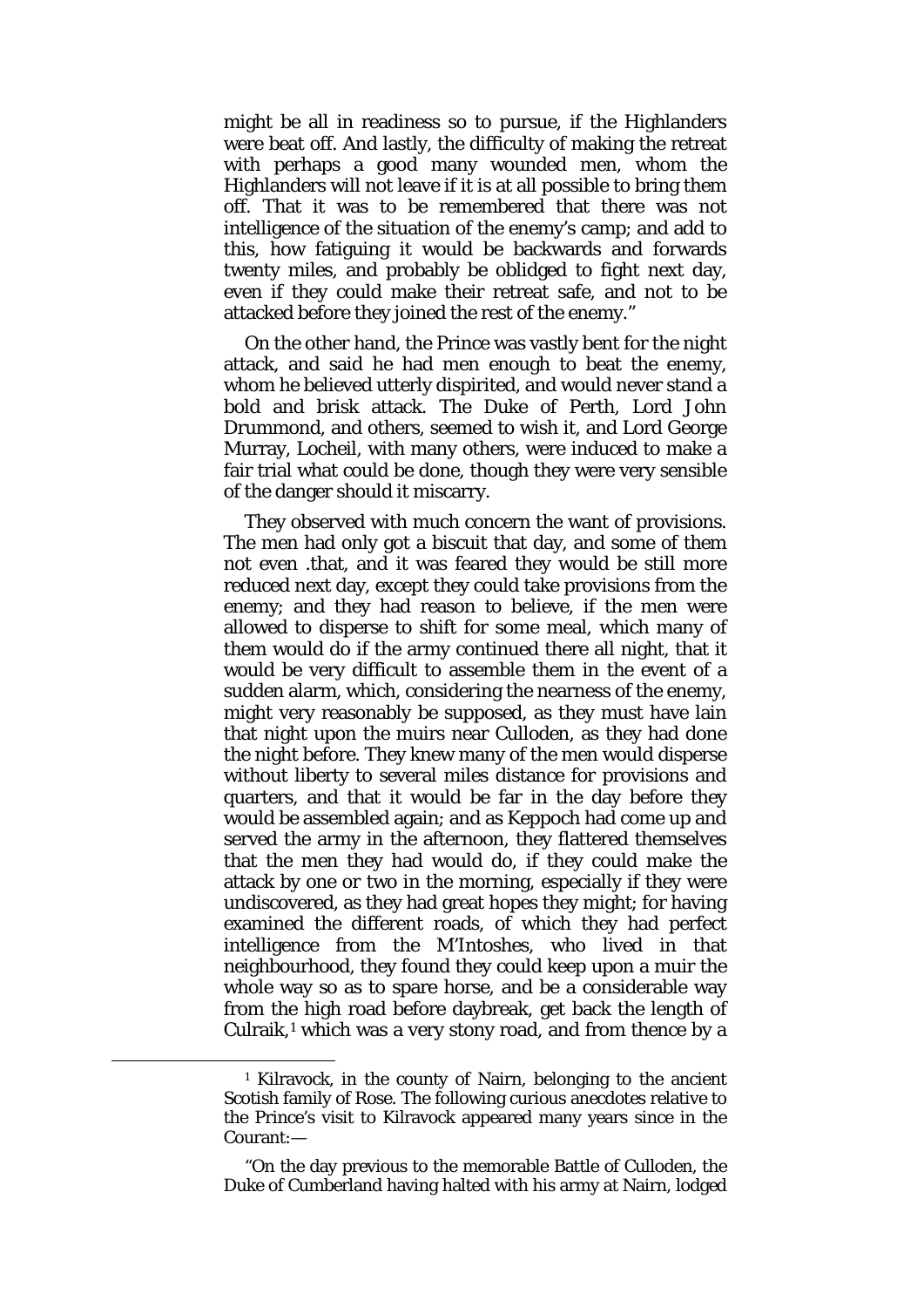might be all in readiness so to pursue, if the Highlanders were beat off. And lastly, the difficulty of making the retreat with perhaps a good many wounded men, whom the Highlanders will not leave if it is at all possible to bring them off. That it was to be remembered that there was not intelligence of the situation of the enemy's camp; and add to this, how fatiguing it would be backwards and forwards twenty miles, and probably be oblidged to fight next day, even if they could make their retreat safe, and not to be attacked before they joined the rest of the enemy."

On the other hand, the Prince was vastly bent for the night attack, and said he had men enough to beat the enemy, whom he believed utterly dispirited, and would never stand a bold and brisk attack. The Duke of Perth, Lord John Drummond, and others, seemed to wish it, and Lord George Murray, Locheil, with many others, were induced to make a fair trial what could be done, though they were very sensible of the danger should it miscarry.

They observed with much concern the want of provisions. The men had only got a biscuit that day, and some of them not even .that, and it was feared they would be still more reduced next day, except they could take provisions from the enemy; and they had reason to believe, if the men were allowed to disperse to shift for some meal, which many of them would do if the army continued there all night, that it would be very difficult to assemble them in the event of a sudden alarm, which, considering the nearness of the enemy, might very reasonably be supposed, as they must have lain that night upon the muirs near Culloden, as they had done the night before. They knew many of the men would disperse without liberty to several miles distance for provisions and quarters, and that it would be far in the day before they would be assembled again; and as Keppoch had come up and served the army in the afternoon, they flattered themselves that the men they had would do, if they could make the attack by one or two in the morning, especially if they were undiscovered, as they had great hopes they might; for having examined the different roads, of which they had perfect intelligence from the M'Intoshes, who lived in that neighbourhood, they found they could keep upon a muir the whole way so as to spare horse, and be a considerable way from the high road before daybreak, get back the length of Culraik,[1] which was a very stony road, and from thence by a

---

[1] Kilravock, in the county of Nairn, belonging to the ancient Scotish family of Rose. The following curious anecdotes relative to the Prince's visit to Kilravock appeared many years since in the Courant:—

"On the day previous to the memorable Battle of Culloden, the Duke of Cumberland having halted with his army at Nairn, lodged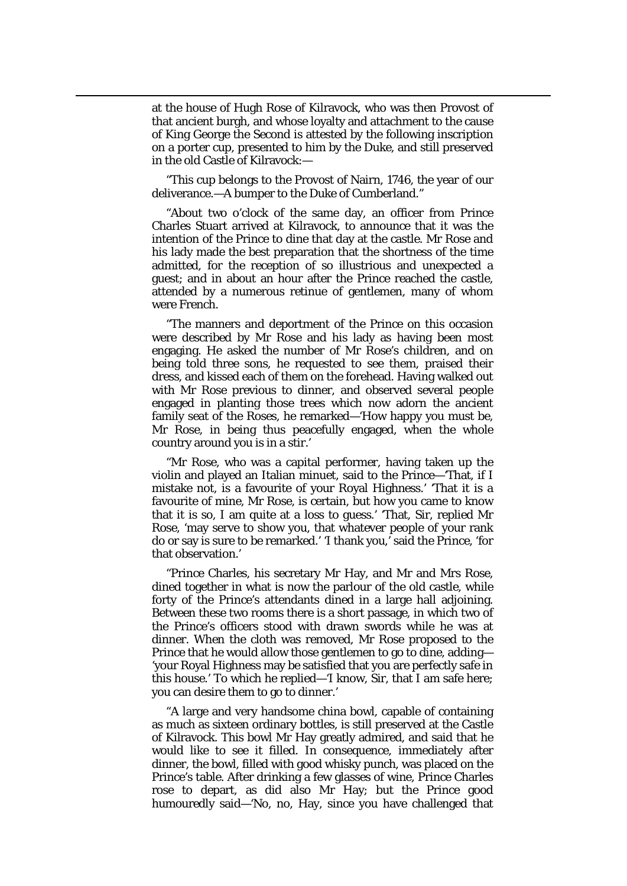at the house of Hugh Rose of Kilravock, who was then Provost of that ancient burgh, and whose loyalty and attachment to the cause of King George the Second is attested by the following inscription on a porter cup, presented to him by the Duke, and still preserved in the old Castle of Kilravock:—

“This cup belongs to the Provost of Nairn, 1746, the year of our deliverance.—A bumper to the Duke of Cumberland.”

“About two o’clock of the same day, an officer from Prince Charles Stuart arrived at Kilravock, to announce that it was the intention of the Prince to dine that day at the castle. Mr Rose and his lady made the best preparation that the shortness of the time admitted, for the reception of so illustrious and unexpected a guest; and in about an hour after the Prince reached the castle, attended by a numerous retinue of gentlemen, many of whom were French.

“The manners and deportment of the Prince on this occasion were described by Mr Rose and his lady as having been most engaging. He asked the number of Mr Rose’s children, and on being told three sons, he requested to see them, praised their dress, and kissed each of them on the forehead. Having walked out with Mr Rose previous to dinner, and observed several people engaged in planting those trees which now adorn the ancient family seat of the Roses, he remarked—‘How happy you must be, Mr Rose, in being thus peacefully engaged, when the whole country around you is in a stir.’

“Mr Rose, who was a capital performer, having taken up the violin and played an Italian minuet, said to the Prince—‘That, if I mistake not, is a favourite of your Royal Highness.’ ‘That it is a favourite of mine, Mr Rose, is certain, but how you came to know that it is so, I am quite at a loss to guess.’ ‘That, Sir, replied Mr Rose, ‘may serve to show you, that whatever people of your rank do or say is sure to be remarked.’ ‘I thank you,’ said the Prince, ‘for that observation.’

“Prince Charles, his secretary Mr Hay, and Mr and Mrs Rose, dined together in what is now the parlour of the old castle, while forty of the Prince’s attendants dined in a large hall adjoining. Between these two rooms there is a short passage, in which two of the Prince’s officers stood with drawn swords while he was at dinner. When the cloth was removed, Mr Rose proposed to the Prince that he would allow those gentlemen to go to dine, adding—‘your Royal Highness may be satisfied that you are perfectly safe in this house.’ To which he replied—‘I know, Sir, that I am safe here; you can desire them to go to dinner.’

“A large and very handsome china bowl, capable of containing as much as sixteen ordinary bottles, is still preserved at the Castle of Kilravock. This bowl Mr Hay greatly admired, and said that he would like to see it filled. In consequence, immediately after dinner, the bowl, filled with good whisky punch, was placed on the Prince’s table. After drinking a few glasses of wine, Prince Charles rose to depart, as did also Mr Hay; but the Prince good humouredly said—‘No, no, Hay, since you have challenged that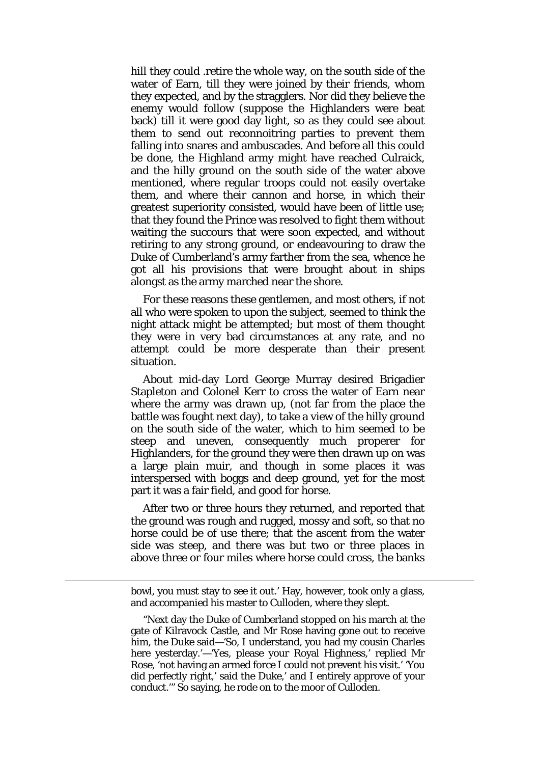hill they could .retire the whole way, on the south side of the water of Earn, till they were joined by their friends, whom they expected, and by the stragglers. Nor did they believe the enemy would follow (suppose the Highlanders were beat back) till it were good day light, so as they could see about them to send out reconnoitring parties to prevent them falling into snares and ambuscades. And before all this could be done, the Highland army might have reached Culraick, and the hilly ground on the south side of the water above mentioned, where regular troops could not easily overtake them, and where their cannon and horse, in which their greatest superiority consisted, would have been of little use; that they found the Prince was resolved to fight them without waiting the succours that were soon expected, and without retiring to any strong ground, or endeavouring to draw the Duke of Cumberland's army farther from the sea, whence he got all his provisions that were brought about in ships alongst as the army marched near the shore.

For these reasons these gentlemen, and most others, if not all who were spoken to upon the subject, seemed to think the night attack might be attempted; but most of them thought they were in very bad circumstances at any rate, and no attempt could be more desperate than their present situation.

About mid-day Lord George Murray desired Brigadier Stapleton and Colonel Kerr to cross the water of Earn near where the army was drawn up, (not far from the place the battle was fought next day), to take a view of the hilly ground on the south side of the water, which to him seemed to be steep and uneven, consequently much properer for Highlanders, for the ground they were then drawn up on was a large plain muir, and though in some places it was interspersed with boggs and deep ground, yet for the most part it was a fair field, and good for horse.

After two or three hours they returned, and reported that the ground was rough and rugged, mossy and soft, so that no horse could be of use there; that the ascent from the water side was steep, and there was but two or three places in above three or four miles where horse could cross, the banks

---

bowl, you must stay to see it out.' Hay, however, took only a glass, and accompanied his master to Culloden, where they slept.

"Next day the Duke of Cumberland stopped on his march at the gate of Kilravock Castle, and Mr Rose having gone out to receive him, the Duke said—'So, I understand, you had my cousin Charles here yesterday.'—'Yes, please your Royal Highness,' replied Mr Rose, 'not having an armed force I could not prevent his visit.' 'You did perfectly right,' said the Duke,' and I entirely approve of your conduct.'" So saying, he rode on to the moor of Culloden.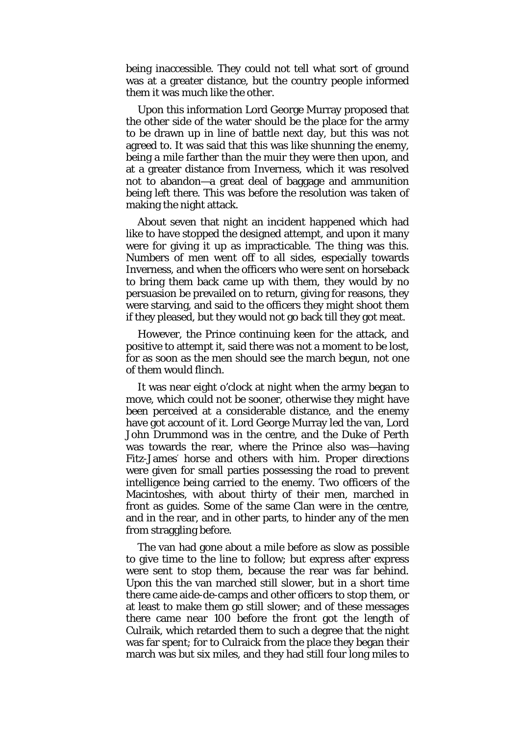being inaccessible. They could not tell what sort of ground was at a greater distance, but the country people informed them it was much like the other.

Upon this information Lord George Murray proposed that the other side of the water should be the place for the army to be drawn up in line of battle next day, but this was not agreed to. It was said that this was like shunning the enemy, being a mile farther than the muir they were then upon, and at a greater distance from Inverness, which it was resolved not to abandon—a great deal of baggage and ammunition being left there. This was before the resolution was taken of making the night attack.

About seven that night an incident happened which had like to have stopped the designed attempt, and upon it many were for giving it up as impracticable. The thing was this. Numbers of men went off to all sides, especially towards Inverness, and when the officers who were sent on horseback to bring them back came up with them, they would by no persuasion be prevailed on to return, giving for reasons, they were starving, and said to the officers they might shoot them if they pleased, but they would not go back till they got meat.

However, the Prince continuing keen for the attack, and positive to attempt it, said there was not a moment to be lost, for as soon as the men should see the march begun, not one of them would flinch.

It was near eight o'clock at night when the army began to move, which could not be sooner, otherwise they might have been perceived at a considerable distance, and the enemy have got account of it. Lord George Murray led the van, Lord John Drummond was in the centre, and the Duke of Perth was towards the rear, where the Prince also was—having Fitz-James' horse and others with him. Proper directions were given for small parties possessing the road to prevent intelligence being carried to the enemy. Two officers of the Macintoshes, with about thirty of their men, marched in front as guides. Some of the same Clan were in the centre, and in the rear, and in other parts, to hinder any of the men from straggling before.

The van had gone about a mile before as slow as possible to give time to the line to follow; but express after express were sent to stop them, because the rear was far behind. Upon this the van marched still slower, but in a short time there came aide-de-camps and other officers to stop them, or at least to make them go still slower; and of these messages there came near 100 before the front got the length of Culraik, which retarded them to such a degree that the night was far spent; for to Culraick from the place they began their march was but six miles, and they had still four long miles to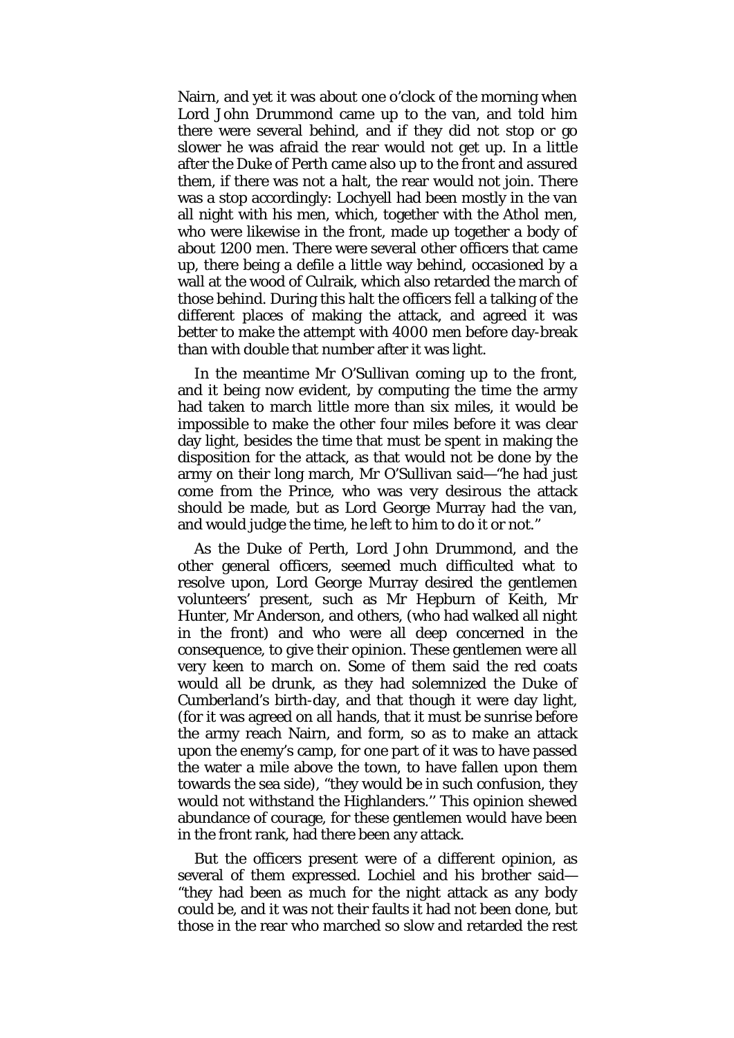Nairn, and yet it was about one o'clock of the morning when Lord John Drummond came up to the van, and told him there were several behind, and if they did not stop or go slower he was afraid the rear would not get up. In a little after the Duke of Perth came also up to the front and assured them, if there was not a halt, the rear would not join. There was a stop accordingly: Lochyell had been mostly in the van all night with his men, which, together with the Athol men, who were likewise in the front, made up together a body of about 1200 men. There were several other officers that came up, there being a defile a little way behind, occasioned by a wall at the wood of Culraik, which also retarded the march of those behind. During this halt the officers fell a talking of the different places of making the attack, and agreed it was better to make the attempt with 4000 men before day-break than with double that number after it was light.

In the meantime Mr O'Sullivan coming up to the front, and it being now evident, by computing the time the army had taken to march little more than six miles, it would be impossible to make the other four miles before it was clear day light, besides the time that must be spent in making the disposition for the attack, as that would not be done by the army on their long march, Mr O'Sullivan said—"he had just come from the Prince, who was very desirous the attack should be made, but as Lord George Murray had the van, and would judge the time, he left to him to do it or not."

As the Duke of Perth, Lord John Drummond, and the other general officers, seemed much difficulted what to resolve upon, Lord George Murray desired the gentlemen volunteers' present, such as Mr Hepburn of Keith, Mr Hunter, Mr Anderson, and others, (who had walked all night in the front) and who were all deep concerned in the consequence, to give their opinion. These gentlemen were all very keen to march on. Some of them said the red coats would all be drunk, as they had solemnized the Duke of Cumberland's birth-day, and that though it were day light, (for it was agreed on all hands, that it must be sunrise before the army reach Nairn, and form, so as to make an attack upon the enemy's camp, for one part of it was to have passed the water a mile above the town, to have fallen upon them towards the sea side), "they would be in such confusion, they would not withstand the Highlanders.'' This opinion shewed abundance of courage, for these gentlemen would have been in the front rank, had there been any attack.

But the officers present were of a different opinion, as several of them expressed. Lochiel and his brother said—"they had been as much for the night attack as any body could be, and it was not their faults it had not been done, but those in the rear who marched so slow and retarded the rest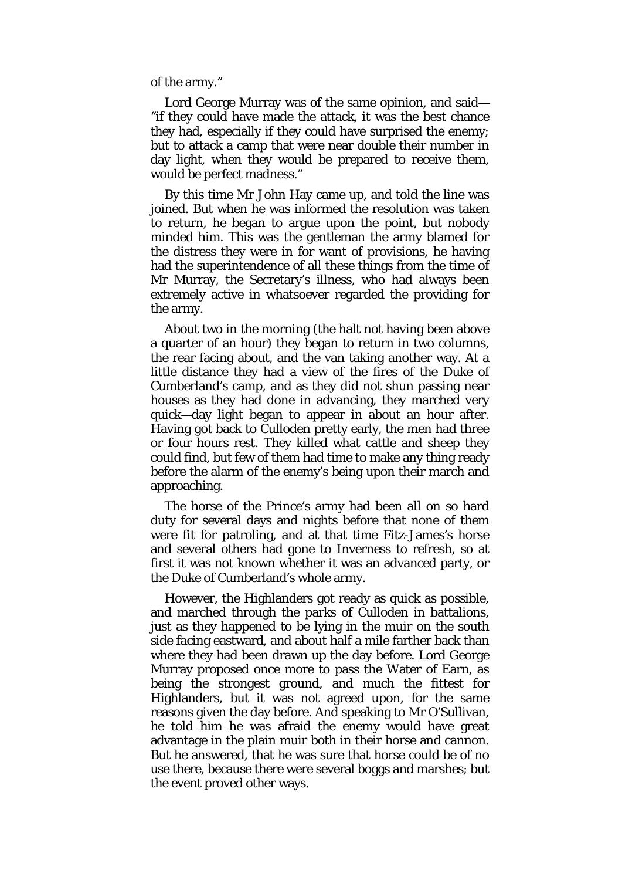of the army."

Lord George Murray was of the same opinion, and said—"if they could have made the attack, it was the best chance they had, especially if they could have surprised the enemy; but to attack a camp that were near double their number in day light, when they would be prepared to receive them, would be perfect madness."

By this time Mr John Hay came up, and told the line was joined. But when he was informed the resolution was taken to return, he began to argue upon the point, but nobody minded him. This was the gentleman the army blamed for the distress they were in for want of provisions, he having had the superintendence of all these things from the time of Mr Murray, the Secretary's illness, who had always been extremely active in whatsoever regarded the providing for the army.

About two in the morning (the halt not having been above a quarter of an hour) they began to return in two columns, the rear facing about, and the van taking another way. At a little distance they had a view of the fires of the Duke of Cumberland's camp, and as they did not shun passing near houses as they had done in advancing, they marched very quick—day light began to appear in about an hour after. Having got back to Culloden pretty early, the men had three or four hours rest. They killed what cattle and sheep they could find, but few of them had time to make any thing ready before the alarm of the enemy's being upon their march and approaching.

The horse of the Prince's army had been all on so hard duty for several days and nights before that none of them were fit for patroling, and at that time Fitz-James's horse and several others had gone to Inverness to refresh, so at first it was not known whether it was an advanced party, or the Duke of Cumberland's whole army.

However, the Highlanders got ready as quick as possible, and marched through the parks of Culloden in battalions, just as they happened to be lying in the muir on the south side facing eastward, and about half a mile farther back than where they had been drawn up the day before. Lord George Murray proposed once more to pass the Water of Earn, as being the strongest ground, and much the fittest for Highlanders, but it was not agreed upon, for the same reasons given the day before. And speaking to Mr O'Sullivan, he told him he was afraid the enemy would have great advantage in the plain muir both in their horse and cannon. But he answered, that he was sure that horse could be of no use there, because there were several boggs and marshes; but the event proved other ways.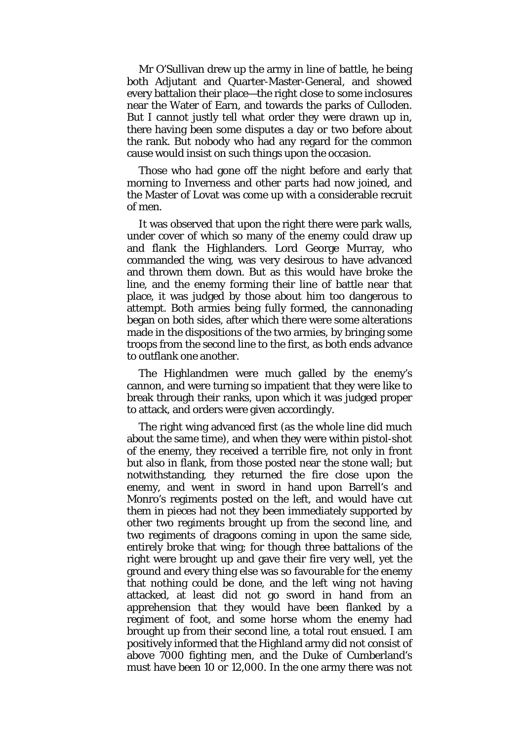Mr O'Sullivan drew up the army in line of battle, he being both Adjutant and Quarter-Master-General, and showed every battalion their place—the right close to some inclosures near the Water of Earn, and towards the parks of Culloden. But I cannot justly tell what order they were drawn up in, there having been some disputes a day or two before about the rank. But nobody who had any regard for the common cause would insist on such things upon the occasion.

Those who had gone off the night before and early that morning to Inverness and other parts had now joined, and the Master of Lovat was come up with a considerable recruit of men.

It was observed that upon the right there were park walls, under cover of which so many of the enemy could draw up and flank the Highlanders. Lord George Murray, who commanded the wing, was very desirous to have advanced and thrown them down. But as this would have broke the line, and the enemy forming their line of battle near that place, it was judged by those about him too dangerous to attempt. Both armies being fully formed, the cannonading began on both sides, after which there were some alterations made in the dispositions of the two armies, by bringing some troops from the second line to the first, as both ends advance to outflank one another.

The Highlandmen were much galled by the enemy's cannon, and were turning so impatient that they were like to break through their ranks, upon which it was judged proper to attack, and orders were given accordingly.

The right wing advanced first (as the whole line did much about the same time), and when they were within pistol-shot of the enemy, they received a terrible fire, not only in front but also in flank, from those posted near the stone wall; but notwithstanding, they returned the fire close upon the enemy, and went in sword in hand upon Barrell's and Monro's regiments posted on the left, and would have cut them in pieces had not they been immediately supported by other two regiments brought up from the second line, and two regiments of dragoons coming in upon the same side, entirely broke that wing; for though three battalions of the right were brought up and gave their fire very well, yet the ground and every thing else was so favourable for the enemy that nothing could be done, and the left wing not having attacked, at least did not go sword in hand from an apprehension that they would have been flanked by a regiment of foot, and some horse whom the enemy had brought up from their second line, a total rout ensued. I am positively informed that the Highland army did not consist of above 7000 fighting men, and the Duke of Cumberland's must have been 10 or 12,000. In the one army there was not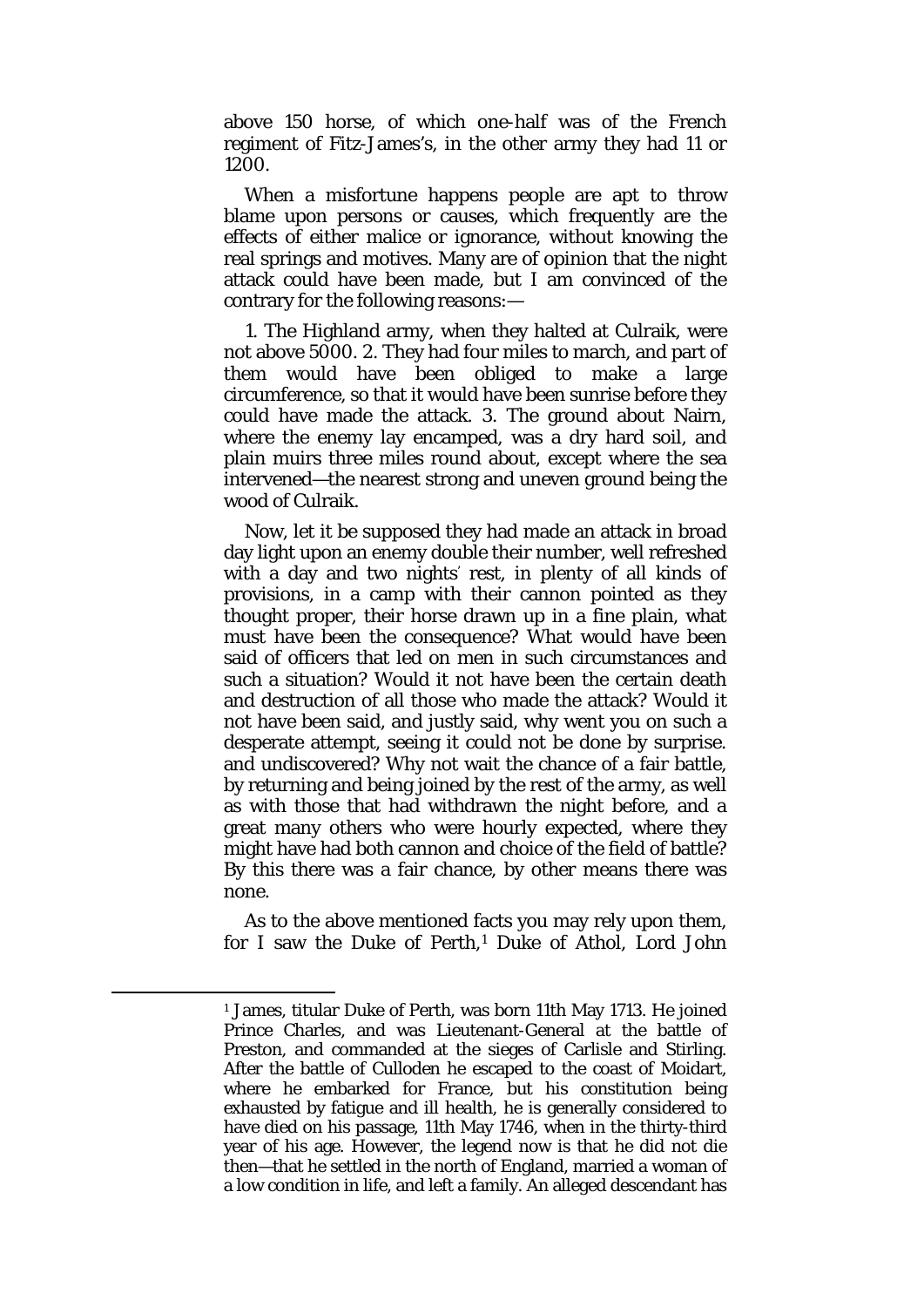above 150 horse, of which one-half was of the French regiment of Fitz-James's, in the other army they had 11 or 1200.

When a misfortune happens people are apt to throw blame upon persons or causes, which frequently are the effects of either malice or ignorance, without knowing the real springs and motives. Many are of opinion that the night attack could have been made, but I am convinced of the contrary for the following reasons:—

1. The Highland army, when they halted at Culraik, were not above 5000. 2. They had four miles to march, and part of them would have been obliged to make a large circumference, so that it would have been sunrise before they could have made the attack. 3. The ground about Nairn, where the enemy lay encamped, was a dry hard soil, and plain muirs three miles round about, except where the sea intervened—the nearest strong and uneven ground being the wood of Culraik.

Now, let it be supposed they had made an attack in broad day light upon an enemy double their number, well refreshed with a day and two nights' rest, in plenty of all kinds of provisions, in a camp with their cannon pointed as they thought proper, their horse drawn up in a fine plain, what must have been the consequence? What would have been said of officers that led on men in such circumstances and such a situation? Would it not have been the certain death and destruction of all those who made the attack? Would it not have been said, and justly said, why went you on such a desperate attempt, seeing it could not be done by surprise. and undiscovered? Why not wait the chance of a fair battle, by returning and being joined by the rest of the army, as well as with those that had withdrawn the night before, and a great many others who were hourly expected, where they might have had both cannon and choice of the field of battle? By this there was a fair chance, by other means there was none.

As to the above mentioned facts you may rely upon them, for I saw the Duke of Perth,[1] Duke of Athol, Lord John

[1] James, titular Duke of Perth, was born 11th May 1713. He joined Prince Charles, and was Lieutenant-General at the battle of Preston, and commanded at the sieges of Carlisle and Stirling. After the battle of Culloden he escaped to the coast of Moidart, where he embarked for France, but his constitution being exhausted by fatigue and ill health, he is generally considered to have died on his passage, 11th May 1746, when in the thirty-third year of his age. However, the legend now is that he did not die then—that he settled in the north of England, married a woman of a low condition in life, and left a family. An alleged descendant has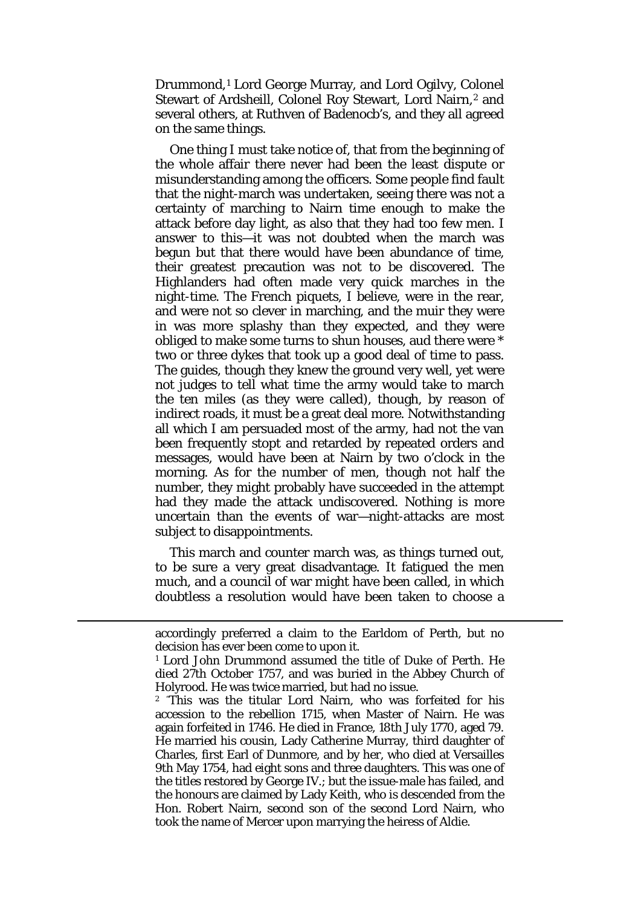Drummond,[1] Lord George Murray, and Lord Ogilvy, Colonel Stewart of Ardsheill, Colonel Roy Stewart, Lord Nairn,[2] and several others, at Ruthven of Badenocb's, and they all agreed on the same things.

One thing I must take notice of, that from the beginning of the whole affair there never had been the least dispute or misunderstanding among the officers. Some people find fault that the night-march was undertaken, seeing there was not a certainty of marching to Nairn time enough to make the attack before day light, as also that they had too few men. I answer to this—it was not doubted when the march was begun but that there would have been abundance of time, their greatest precaution was not to be discovered. The Highlanders had often made very quick marches in the night-time. The French piquets, I believe, were in the rear, and were not so clever in marching, and the muir they were in was more splashy than they expected, and they were obliged to make some turns to shun houses, aud there were * two or three dykes that took up a good deal of time to pass. The guides, though they knew the ground very well, yet were not judges to tell what time the army would take to march the ten miles (as they were called), though, by reason of indirect roads, it must be a great deal more. Notwithstanding all which I am persuaded most of the army, had not the van been frequently stopt and retarded by repeated orders and messages, would have been at Nairn by two o'clock in the morning. As for the number of men, though not half the number, they might probably have succeeded in the attempt had they made the attack undiscovered. Nothing is more uncertain than the events of war—night-attacks are most subject to disappointments.

This march and counter march was, as things turned out, to be sure a very great disadvantage. It fatigued the men much, and a council of war might have been called, in which doubtless a resolution would have been taken to choose a

---

accordingly preferred a claim to the Earldom of Perth, but no decision has ever been come to upon it.

[1] Lord John Drummond assumed the title of Duke of Perth. He died 27th October 1757, and was buried in the Abbey Church of Holyrood. He was twice married, but had no issue.

[2] This was the titular Lord Nairn, who was forfeited for his accession to the rebellion 1715, when Master of Nairn. He was again forfeited in 1746. He died in France, 18th July 1770, aged 79. He married his cousin, Lady Catherine Murray, third daughter of Charles, first Earl of Dunmore, and by her, who died at Versailles 9th May 1754, had eight sons and three daughters. This was one of the titles restored by George IV.; but the issue-male has failed, and the honours are claimed by Lady Keith, who is descended from the Hon. Robert Nairn, second son of the second Lord Nairn, who took the name of Mercer upon marrying the heiress of Aldie.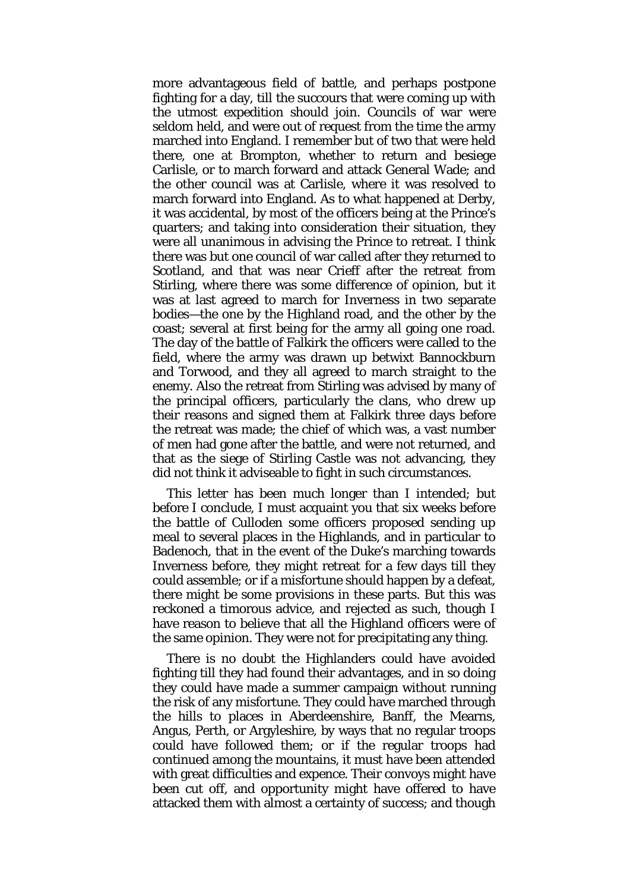more advantageous field of battle, and perhaps postpone fighting for a day, till the succours that were coming up with the utmost expedition should join. Councils of war were seldom held, and were out of request from the time the army marched into England. I remember but of two that were held there, one at Brompton, whether to return and besiege Carlisle, or to march forward and attack General Wade; and the other council was at Carlisle, where it was resolved to march forward into England. As to what happened at Derby, it was accidental, by most of the officers being at the Prince's quarters; and taking into consideration their situation, they were all unanimous in advising the Prince to retreat. I think there was but one council of war called after they returned to Scotland, and that was near Crieff after the retreat from Stirling, where there was some difference of opinion, but it was at last agreed to march for Inverness in two separate bodies—the one by the Highland road, and the other by the coast; several at first being for the army all going one road. The day of the battle of Falkirk the officers were called to the field, where the army was drawn up betwixt Bannockburn and Torwood, and they all agreed to march straight to the enemy. Also the retreat from Stirling was advised by many of the principal officers, particularly the clans, who drew up their reasons and signed them at Falkirk three days before the retreat was made; the chief of which was, a vast number of men had gone after the battle, and were not returned, and that as the siege of Stirling Castle was not advancing, they did not think it adviseable to fight in such circumstances.

This letter has been much longer than I intended; but before I conclude, I must acquaint you that six weeks before the battle of Culloden some officers proposed sending up meal to several places in the Highlands, and in particular to Badenoch, that in the event of the Duke's marching towards Inverness before, they might retreat for a few days till they could assemble; or if a misfortune should happen by a defeat, there might be some provisions in these parts. But this was reckoned a timorous advice, and rejected as such, though I have reason to believe that all the Highland officers were of the same opinion. They were not for precipitating any thing.

There is no doubt the Highlanders could have avoided fighting till they had found their advantages, and in so doing they could have made a summer campaign without running the risk of any misfortune. They could have marched through the hills to places in Aberdeenshire, Banff, the Mearns, Angus, Perth, or Argyleshire, by ways that no regular troops could have followed them; or if the regular troops had continued among the mountains, it must have been attended with great difficulties and expence. Their convoys might have been cut off, and opportunity might have offered to have attacked them with almost a certainty of success; and though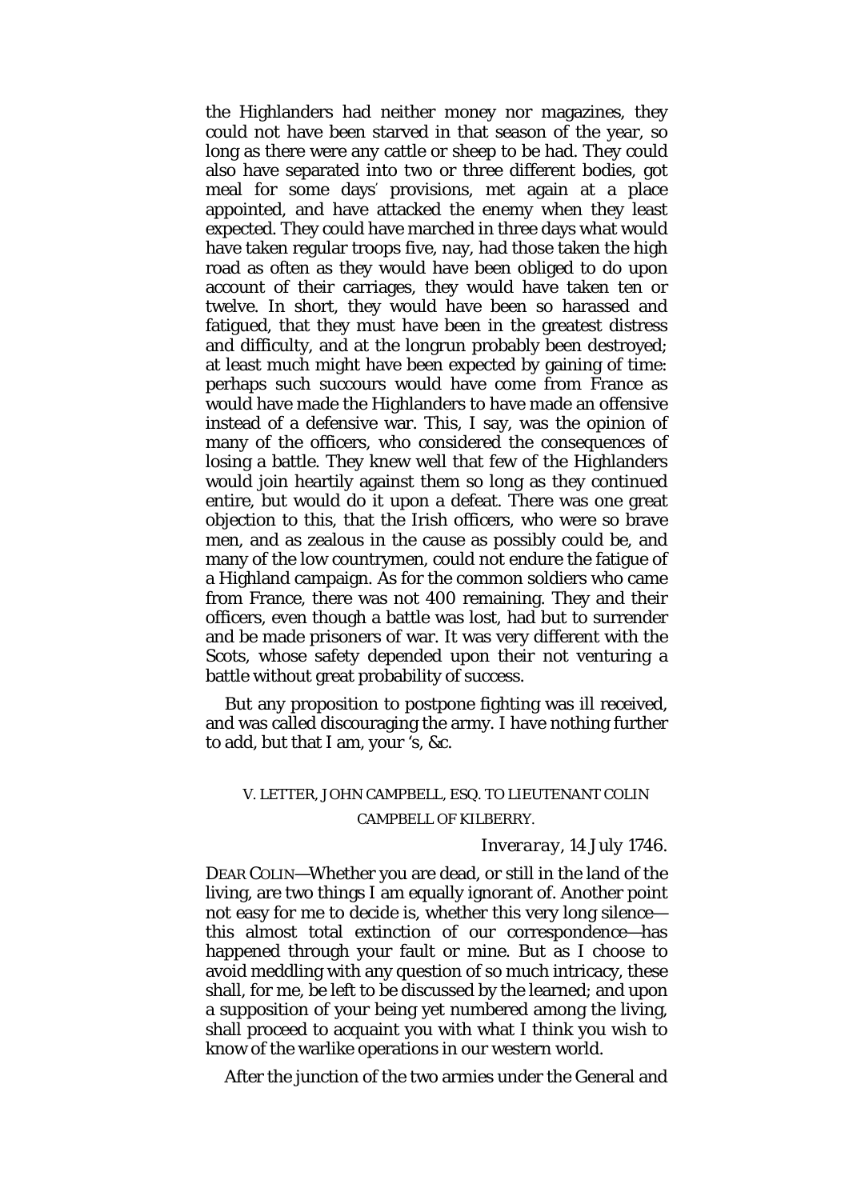the Highlanders had neither money nor magazines, they could not have been starved in that season of the year, so long as there were any cattle or sheep to be had. They could also have separated into two or three different bodies, got meal for some days' provisions, met again at a place appointed, and have attacked the enemy when they least expected. They could have marched in three days what would have taken regular troops five, nay, had those taken the high road as often as they would have been obliged to do upon account of their carriages, they would have taken ten or twelve. In short, they would have been so harassed and fatigued, that they must have been in the greatest distress and difficulty, and at the longrun probably been destroyed; at least much might have been expected by gaining of time: perhaps such succours would have come from France as would have made the Highlanders to have made an offensive instead of a defensive war. This, I say, was the opinion of many of the officers, who considered the consequences of losing a battle. They knew well that few of the Highlanders would join heartily against them so long as they continued entire, but would do it upon a defeat. There was one great objection to this, that the Irish officers, who were so brave men, and as zealous in the cause as possibly could be, and many of the low countrymen, could not endure the fatigue of a Highland campaign. As for the common soldiers who came from France, there was not 400 remaining. They and their officers, even though a battle was lost, had but to surrender and be made prisoners of war. It was very different with the Scots, whose safety depended upon their not venturing a battle without great probability of success.

But any proposition to postpone fighting was ill received, and was called discouraging the army. I have nothing further to add, but that I am, your 's, &c.

## V. LETTER, JOHN CAMPBELL, ESQ. TO LIEUTENANT COLIN CAMPBELL OF KILBERRY.

*Inveraray, 14 July 1746.*

DEAR COLIN—Whether you are dead, or still in the land of the living, are two things I am equally ignorant of. Another point not easy for me to decide is, whether this very long silence—this almost total extinction of our correspondence—has happened through your fault or mine. But as I choose to avoid meddling with any question of so much intricacy, these shall, for me, be left to be discussed by the learned; and upon a supposition of your being yet numbered among the living, shall proceed to acquaint you with what I think you wish to know of the warlike operations in our western world.

After the junction of the two armies under the General and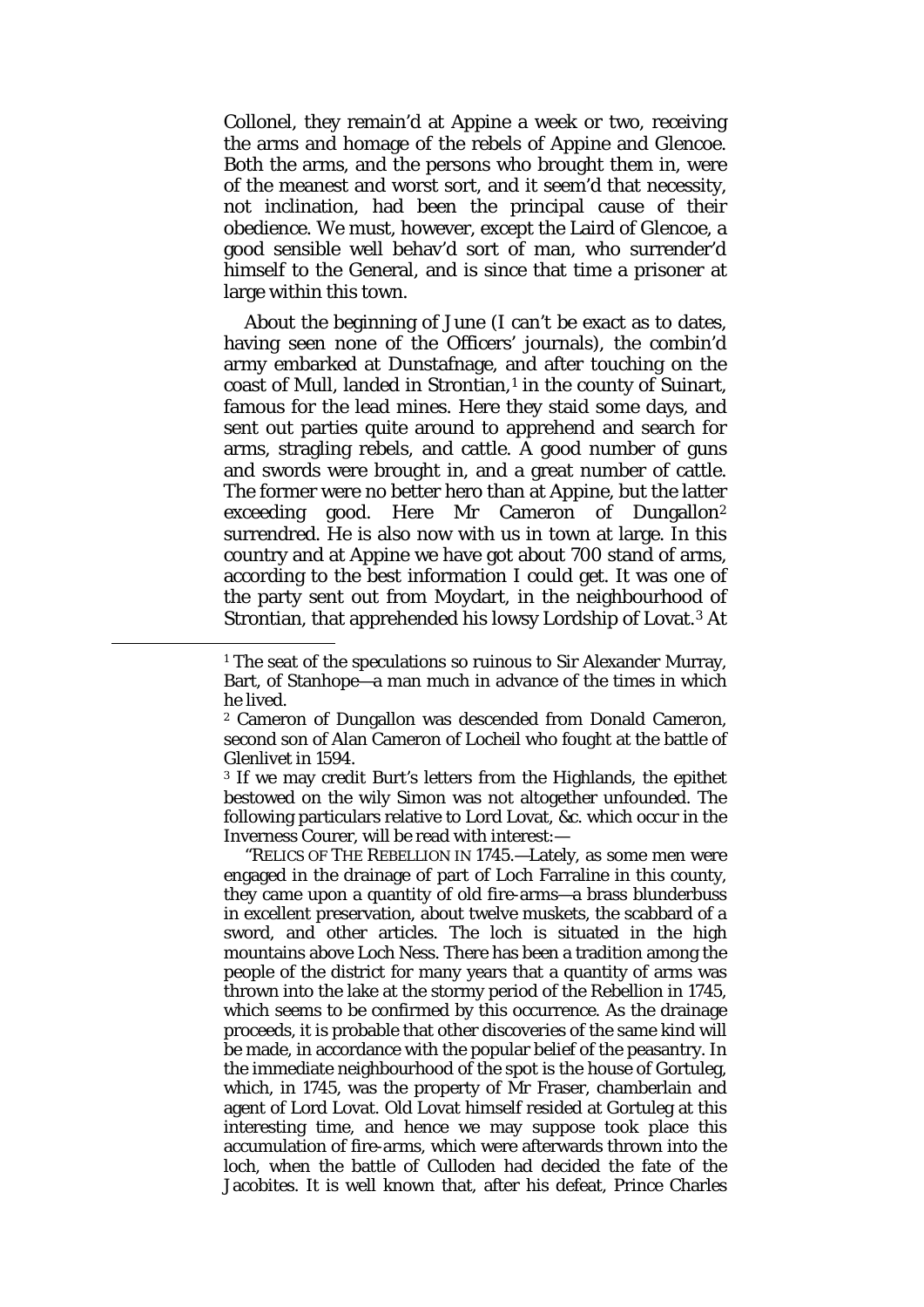Collonel, they remain'd at Appine a week or two, receiving the arms and homage of the rebels of Appine and Glencoe. Both the arms, and the persons who brought them in, were of the meanest and worst sort, and it seem'd that necessity, not inclination, had been the principal cause of their obedience. We must, however, except the Laird of Glencoe, a good sensible well behav'd sort of man, who surrender'd himself to the General, and is since that time a prisoner at large within this town.

About the beginning of June (I can't be exact as to dates, having seen none of the Officers' journals), the combin'd army embarked at Dunstafnage, and after touching on the coast of Mull, landed in Strontian,[1] in the county of Suinart, famous for the lead mines. Here they staid some days, and sent out parties quite around to apprehend and search for arms, stragling rebels, and cattle. A good number of guns and swords were brought in, and a great number of cattle. The former were no better hero than at Appine, but the latter exceeding good. Here Mr Cameron of Dungallon[2] surrendred. He is also now with us in town at large. In this country and at Appine we have got about 700 stand of arms, according to the best information I could get. It was one of the party sent out from Moydart, in the neighbourhood of Strontian, that apprehended his lowsy Lordship of Lovat.[3] At

---

[1] The seat of the speculations so ruinous to Sir Alexander Murray, Bart, of Stanhope—a man much in advance of the times in which he lived.

[2] Cameron of Dungallon was descended from Donald Cameron, second son of Alan Cameron of Locheil who fought at the battle of Glenlivet in 1594.

[3] If we may credit Burt's letters from the Highlands, the epithet bestowed on the wily Simon was not altogether unfounded. The following particulars relative to Lord Lovat, &c. which occur in the Inverness Courer, will be read with interest:—

"RELICS OF THE REBELLION IN 1745.—Lately, as some men were engaged in the drainage of part of Loch Farraline in this county, they came upon a quantity of old fire-arms—a brass blunderbuss in excellent preservation, about twelve muskets, the scabbard of a sword, and other articles. The loch is situated in the high mountains above Loch Ness. There has been a tradition among the people of the district for many years that a quantity of arms was thrown into the lake at the stormy period of the Rebellion in 1745, which seems to be confirmed by this occurrence. As the drainage proceeds, it is probable that other discoveries of the same kind will be made, in accordance with the popular belief of the peasantry. In the immediate neighbourhood of the spot is the house of Gortuleg, which, in 1745, was the property of Mr Fraser, chamberlain and agent of Lord Lovat. Old Lovat himself resided at Gortuleg at this interesting time, and hence we may suppose took place this accumulation of fire-arms, which were afterwards thrown into the loch, when the battle of Culloden had decided the fate of the Jacobites. It is well known that, after his defeat, Prince Charles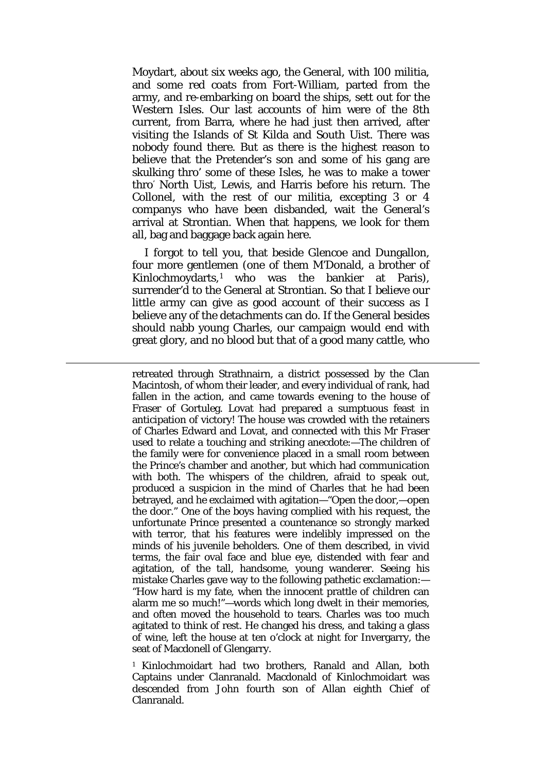Moydart, about six weeks ago, the General, with 100 militia, and some red coats from Fort-William, parted from the army, and re-embarking on board the ships, sett out for the Western Isles. Our last accounts of him were of the 8th current, from Barra, where he had just then arrived, after visiting the Islands of St Kilda and South Uist. There was nobody found there. But as there is the highest reason to believe that the Pretender's son and some of his gang are skulking thro' some of these Isles, he was to make a tower thro' North Uist, Lewis, and Harris before his return. The Collonel, with the rest of our militia, excepting 3 or 4 companys who have been disbanded, wait the General's arrival at Strontian. When that happens, we look for them all, bag and baggage back again here.

I forgot to tell you, that beside Glencoe and Dungallon, four more gentlemen (one of them M'Donald, a brother of Kinlochmoydarts,[1] who was the bankier at Paris), surrender'd to the General at Strontian. So that I believe our little army can give as good account of their success as I believe any of the detachments can do. If the General besides should nabb young Charles, our campaign would end with great glory, and no blood but that of a good many cattle, who

---

retreated through Strathnairn, a district possessed by the Clan Macintosh, of whom their leader, and every individual of rank, had fallen in the action, and came towards evening to the house of Fraser of Gortuleg. Lovat had prepared a sumptuous feast in anticipation of victory! The house was crowded with the retainers of Charles Edward and Lovat, and connected with this Mr Fraser used to relate a touching and striking anecdote:—The children of the family were for convenience placed in a small room between the Prince's chamber and another, but which had communication with both. The whispers of the children, afraid to speak out, produced a suspicion in the mind of Charles that he had been betrayed, and he exclaimed with agitation—"Open the door,—open the door." One of the boys having complied with his request, the unfortunate Prince presented a countenance so strongly marked with terror, that his features were indelibly impressed on the minds of his juvenile beholders. One of them described, in vivid terms, the fair oval face and blue eye, distended with fear and agitation, of the tall, handsome, young wanderer. Seeing his mistake Charles gave way to the following pathetic exclamation:—"How hard is my fate, when the innocent prattle of children can alarm me so much!"—words which long dwelt in their memories, and often moved the household to tears. Charles was too much agitated to think of rest. He changed his dress, and taking a glass of wine, left the house at ten o'clock at night for Invergarry, the seat of Macdonell of Glengarry.

[1] Kinlochmoidart had two brothers, Ranald and Allan, both Captains under Clanranald. Macdonald of Kinlochmoidart was descended from John fourth son of Allan eighth Chief of Clanranald.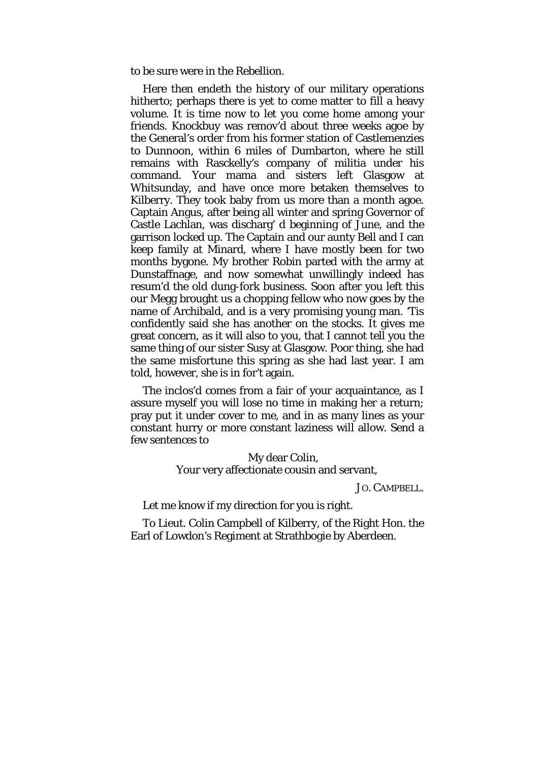to be sure were in the Rebellion.

Here then endeth the history of our military operations hitherto; perhaps there is yet to come matter to fill a heavy volume. It is time now to let you come home among your friends. Knockbuy was remov'd about three weeks agoe by the General's order from his former station of Castlemenzies to Dunnoon, within 6 miles of Dumbarton, where he still remains with Rasckelly's company of militia under his command. Your mama and sisters left Glasgow at Whitsunday, and have once more betaken themselves to Kilberry. They took baby from us more than a month agoe. Captain Angus, after being all winter and spring Governor of Castle Lachlan, was discharg' d beginning of June, and the garrison locked up. The Captain and our aunty Bell and I can keep family at Minard, where I have mostly been for two months bygone. My brother Robin parted with the army at Dunstaffnage, and now somewhat unwillingly indeed has resum'd the old dung-fork business. Soon after you left this our Megg brought us a chopping fellow who now goes by the name of Archibald, and is a very promising young man. 'Tis confidently said she has another on the stocks. It gives me great concern, as it will also to you, that I cannot tell you the same thing of our sister Susy at Glasgow. Poor thing, she had the same misfortune this spring as she had last year. I am told, however, she is in for't again.

The inclos'd comes from a fair of your acquaintance, as I assure myself you will lose no time in making her a return; pray put it under cover to me, and in as many lines as your constant hurry or more constant laziness will allow. Send a few sentences to

My dear Colin,
Your very affectionate cousin and servant,

JO. CAMPBELL.

Let me know if my direction for you is right.

To Lieut. Colin Campbell of Kilberry, of the Right Hon. the Earl of Lowdon's Regiment at Strathbogie by Aberdeen.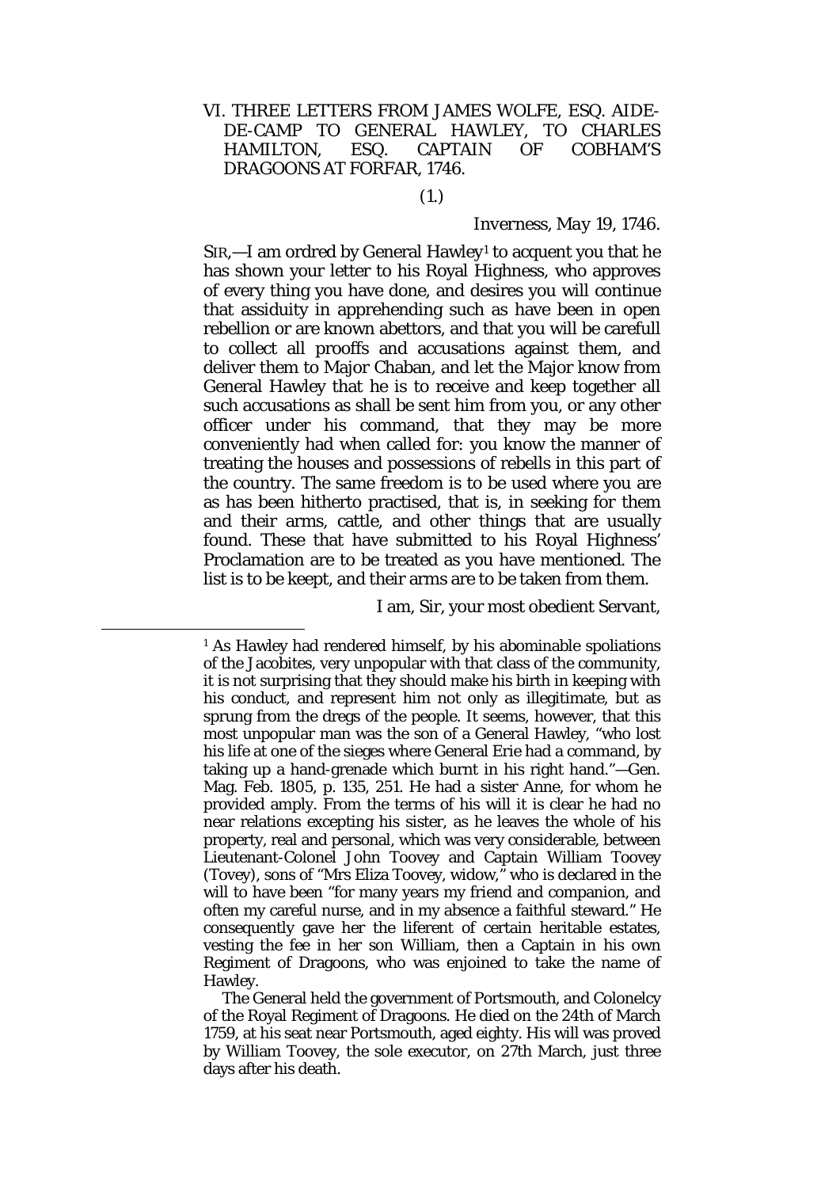## VI. THREE LETTERS FROM JAMES WOLFE, ESQ. AIDE-DE-CAMP TO GENERAL HAWLEY, TO CHARLES HAMILTON, ESQ. CAPTAIN OF COBHAM'S DRAGOONS AT FORFAR, 1746.

(1.)

*Inverness, May 19, 1746.*

SIR,—I am ordred by General Hawley[1] to acquent you that he has shown your letter to his Royal Highness, who approves of every thing you have done, and desires you will continue that assiduity in apprehending such as have been in open rebellion or are known abettors, and that you will be carefull to collect all prooffs and accusations against them, and deliver them to Major Chaban, and let the Major know from General Hawley that he is to receive and keep together all such accusations as shall be sent him from you, or any other officer under his command, that they may be more conveniently had when called for: you know the manner of treating the houses and possessions of rebells in this part of the country. The same freedom is to be used where you are as has been hitherto practised, that is, in seeking for them and their arms, cattle, and other things that are usually found. These that have submitted to his Royal Highness' Proclamation are to be treated as you have mentioned. The list is to be keept, and their arms are to be taken from them.

I am, Sir, your most obedient Servant,

---

[1] As Hawley had rendered himself, by his abominable spoliations of the Jacobites, very unpopular with that class of the community, it is not surprising that they should make his birth in keeping with his conduct, and represent him not only as illegitimate, but as sprung from the dregs of the people. It seems, however, that this most unpopular man was the son of a General Hawley, "who lost his life at one of the sieges where General Erie had a command, by taking up a hand-grenade which burnt in his right hand."—Gen. Mag. Feb. 1805, p. 135, 251. He had a sister Anne, for whom he provided amply. From the terms of his will it is clear he had no near relations excepting his sister, as he leaves the whole of his property, real and personal, which was very considerable, between Lieutenant-Colonel John Toovey and Captain William Toovey (Tovey), sons of "Mrs Eliza Toovey, widow," who is declared in the will to have been "for many years my friend and companion, and often my careful nurse, and in my absence a faithful steward." He consequently gave her the liferent of certain heritable estates, vesting the fee in her son William, then a Captain in his own Regiment of Dragoons, who was enjoined to take the name of Hawley.

The General held the government of Portsmouth, and Colonelcy of the Royal Regiment of Dragoons. He died on the 24th of March 1759, at his seat near Portsmouth, aged eighty. His will was proved by William Toovey, the sole executor, on 27th March, just three days after his death.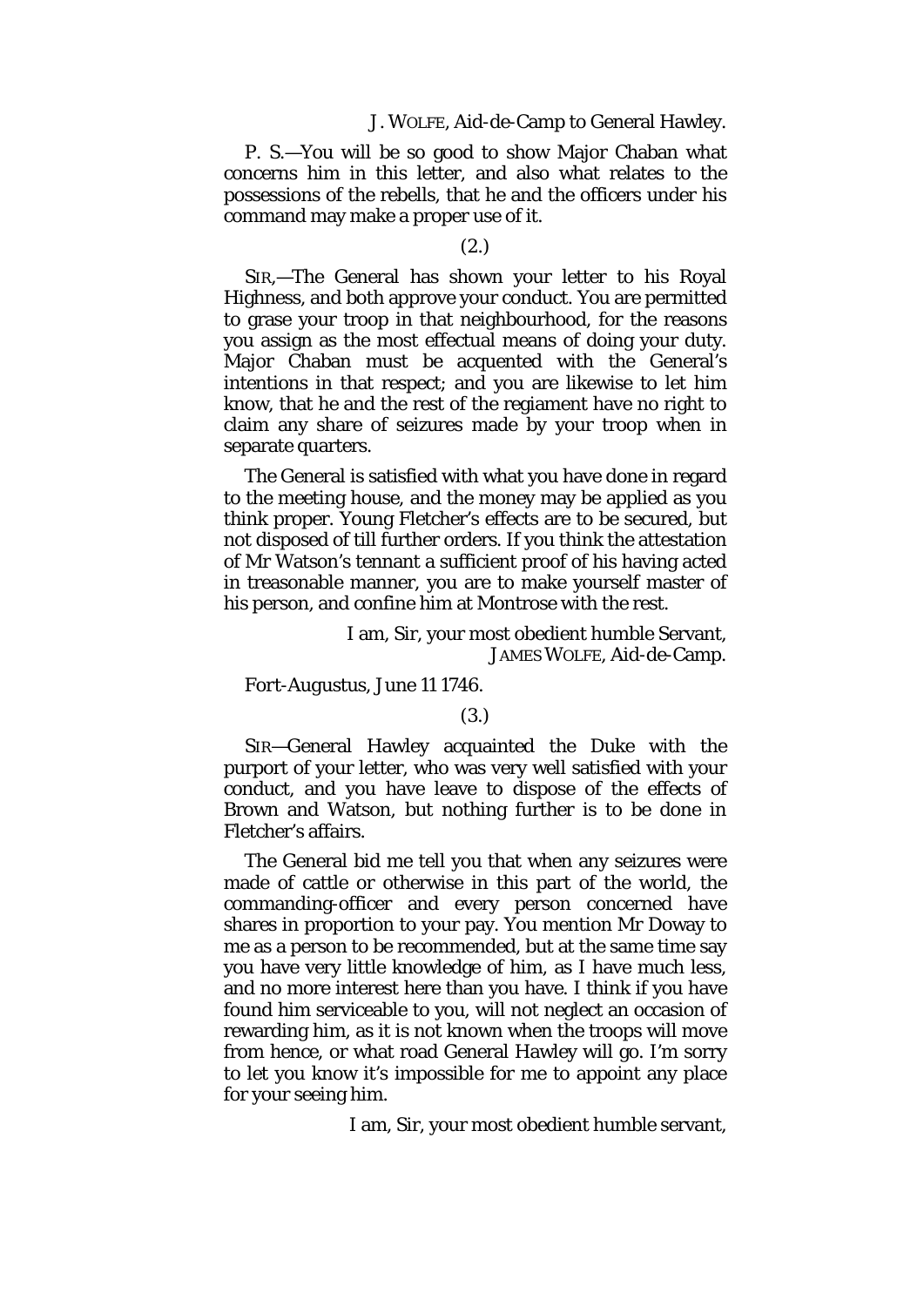J. WOLFE, Aid-de-Camp to General Hawley.

P. S.—You will be so good to show Major Chaban what concerns him in this letter, and also what relates to the possessions of the rebells, that he and the officers under his command may make a proper use of it.

(2.)

SIR,—The General has shown your letter to his Royal Highness, and both approve your conduct. You are permitted to grase your troop in that neighbourhood, for the reasons you assign as the most effectual means of doing your duty. Major Chaban must be acquented with the General's intentions in that respect; and you are likewise to let him know, that he and the rest of the regiament have no right to claim any share of seizures made by your troop when in separate quarters.

The General is satisfied with what you have done in regard to the meeting house, and the money may be applied as you think proper. Young Fletcher's effects are to be secured, but not disposed of till further orders. If you think the attestation of Mr Watson's tennant a sufficient proof of his having acted in treasonable manner, you are to make yourself master of his person, and confine him at Montrose with the rest.

I am, Sir, your most obedient humble Servant,
JAMES WOLFE, Aid-de-Camp.

Fort-Augustus, June 11 1746.

(3.)

SIR—General Hawley acquainted the Duke with the purport of your letter, who was very well satisfied with your conduct, and you have leave to dispose of the effects of Brown and Watson, but nothing further is to be done in Fletcher's affairs.

The General bid me tell you that when any seizures were made of cattle or otherwise in this part of the world, the commanding-officer and every person concerned have shares in proportion to your pay. You mention Mr Doway to me as a person to be recommended, but at the same time say you have very little knowledge of him, as I have much less, and no more interest here than you have. I think if you have found him serviceable to you, will not neglect an occasion of rewarding him, as it is not known when the troops will move from hence, or what road General Hawley will go. I'm sorry to let you know it's impossible for me to appoint any place for your seeing him.

I am, Sir, your most obedient humble servant,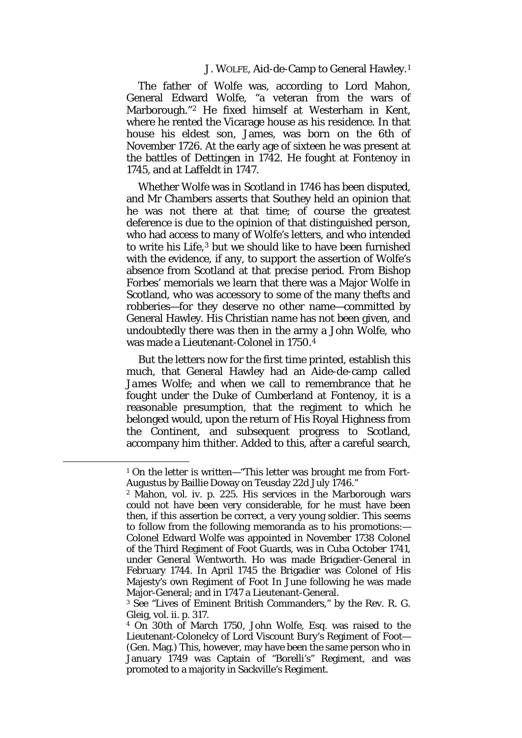J. WOLFE, Aid-de-Camp to General Hawley.[1]

The father of Wolfe was, according to Lord Mahon, General Edward Wolfe, "a veteran from the wars of Marborough."[2] He fixed himself at Westerham in Kent, where he rented the Vicarage house as his residence. In that house his eldest son, James, was born on the 6th of November 1726. At the early age of sixteen he was present at the battles of Dettingen in 1742. He fought at Fontenoy in 1745, and at Laffeldt in 1747.

Whether Wolfe was in Scotland in 1746 has been disputed, and Mr Chambers asserts that Southey held an opinion that he was not there at that time; of course the greatest deference is due to the opinion of that distinguished person, who had access to many of Wolfe's letters, and who intended to write his Life,[3] but we should like to have been furnished with the evidence, if any, to support the assertion of Wolfe's absence from Scotland at that precise period. From Bishop Forbes' memorials we learn that there was a Major Wolfe in Scotland, who was accessory to some of the many thefts and robberies—for they deserve no other name—committed by General Hawley. His Christian name has not been given, and undoubtedly there was then in the army a John Wolfe, who was made a Lieutenant-Colonel in 1750.[4]

But the letters now for the first time printed, establish this much, that General Hawley had an Aide-de-camp called James Wolfe; and when we call to remembrance that he fought under the Duke of Cumberland at Fontenoy, it is a reasonable presumption, that the regiment to which he belonged would, upon the return of His Royal Highness from the Continent, and subsequent progress to Scotland, accompany him thither. Added to this, after a careful search,

---

[1] On the letter is written—"This letter was brought me from Fort-Augustus by Baillie Doway on Teusday 22d July 1746."

[2] Mahon, vol. iv. p. 225. His services in the Marborough wars could not have been very considerable, for he must have been then, if this assertion be correct, a very young soldier. This seems to follow from the following memoranda as to his promotions:—Colonel Edward Wolfe was appointed in November 1738 Colonel of the Third Regiment of Foot Guards, was in Cuba October 1741, under General Wentworth. Ho was made Brigadier-General in February 1744. In April 1745 the Brigadier was Colonel of His Majesty's own Regiment of Foot In June following he was made Major-General; and in 1747 a Lieutenant-General.

[3] See "Lives of Eminent British Commanders," by the Rev. R. G. Gleig, vol. ii. p. 317.

[4] On 30th of March 1750, John Wolfe, Esq. was raised to the Lieutenant-Colonelcy of Lord Viscount Bury's Regiment of Foot—(Gen. Mag.) This, however, may have been the same person who in January 1749 was Captain of "Borelli's" Regiment, and was promoted to a majority in Sackville's Regiment.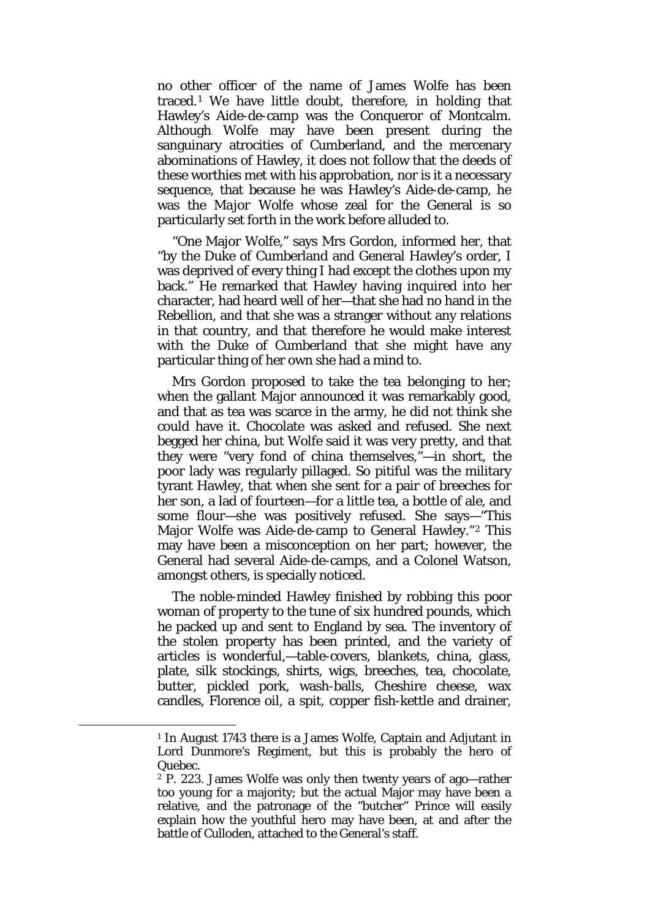no other officer of the name of James Wolfe has been traced.[1] We have little doubt, therefore, in holding that Hawley's Aide-de-camp was the Conqueror of Montcalm. Although Wolfe may have been present during the sanguinary atrocities of Cumberland, and the mercenary abominations of Hawley, it does not follow that the deeds of these worthies met with his approbation, nor is it a necessary sequence, that because he was Hawley's Aide-de-camp, he was the Major Wolfe whose zeal for the General is so particularly set forth in the work before alluded to.

"One Major Wolfe," says Mrs Gordon, informed her, that "by the Duke of Cumberland and General Hawley's order, I was deprived of every thing I had except the clothes upon my back." He remarked that Hawley having inquired into her character, had heard well of her—that she had no hand in the Rebellion, and that she was a stranger without any relations in that country, and that therefore he would make interest with the Duke of Cumberland that she might have any particular thing of her own she had a mind to.

Mrs Gordon proposed to take the tea belonging to her; when the gallant Major announced it was remarkably good, and that as tea was scarce in the army, he did not think she could have it. Chocolate was asked and refused. She next begged her china, but Wolfe said it was very pretty, and that they were "very fond of china themselves,"—in short, the poor lady was regularly pillaged. So pitiful was the military tyrant Hawley, that when she sent for a pair of breeches for her son, a lad of fourteen—for a little tea, a bottle of ale, and some flour—she was positively refused. She says—"This Major Wolfe was Aide-de-camp to General Hawley."[2] This may have been a misconception on her part; however, the General had several Aide-de-camps, and a Colonel Watson, amongst others, is specially noticed.

The noble-minded Hawley finished by robbing this poor woman of property to the tune of six hundred pounds, which he packed up and sent to England by sea. The inventory of the stolen property has been printed, and the variety of articles is wonderful,—table-covers, blankets, china, glass, plate, silk stockings, shirts, wigs, breeches, tea, chocolate, butter, pickled pork, wash-balls, Cheshire cheese, wax candles, Florence oil, a spit, copper fish-kettle and drainer,

---

[1] In August 1743 there is a James Wolfe, Captain and Adjutant in Lord Dunmore's Regiment, but this is probably the hero of Quebec.

[2] P. 223. James Wolfe was only then twenty years of ago—rather too young for a majority; but the actual Major may have been a relative, and the patronage of the "butcher" Prince will easily explain how the youthful hero may have been, at and after the battle of Culloden, attached to the General's staff.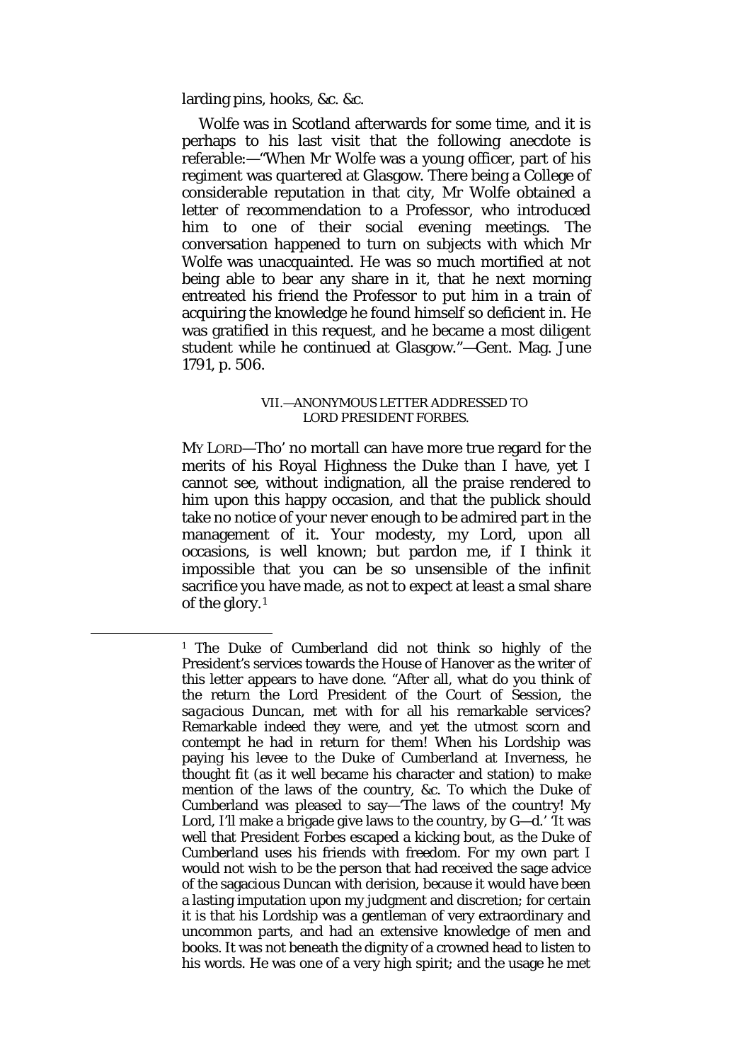larding pins, hooks, &c. &c.

Wolfe was in Scotland afterwards for some time, and it is perhaps to his last visit that the following anecdote is referable:—"When Mr Wolfe was a young officer, part of his regiment was quartered at Glasgow. There being a College of considerable reputation in that city, Mr Wolfe obtained a letter of recommendation to a Professor, who introduced him to one of their social evening meetings. The conversation happened to turn on subjects with which Mr Wolfe was unacquainted. He was so much mortified at not being able to bear any share in it, that he next morning entreated his friend the Professor to put him in a train of acquiring the knowledge he found himself so deficient in. He was gratified in this request, and he became a most diligent student while he continued at Glasgow."—Gent. Mag. June 1791, p. 506.

### VII.—ANONYMOUS LETTER ADDRESSED TO LORD PRESIDENT FORBES.

MY LORD—Tho' no mortall can have more true regard for the merits of his Royal Highness the Duke than I have, yet I cannot see, without indignation, all the praise rendered to him upon this happy occasion, and that the publick should take no notice of your never enough to be admired part in the management of it. Your modesty, my Lord, upon all occasions, is well known; but pardon me, if I think it impossible that you can be so unsensible of the infinit sacrifice you have made, as not to expect at least a smal share of the glory.[1]

---

[1] The Duke of Cumberland did not think so highly of the President's services towards the House of Hanover as the writer of this letter appears to have done. "After all, what do you think of the return the Lord President of the Court of Session, the *sagacious Duncan*, met with for all his remarkable services? Remarkable indeed they were, and yet the utmost scorn and contempt he had in return for them! When his Lordship was paying his levee to the Duke of Cumberland at Inverness, he thought fit (as it well became his character and station) to make mention of the laws of the country, &c. To which the Duke of Cumberland was pleased to say—'The laws of the country! My Lord, I'll make a brigade give laws to the country, by G—d.' 'It was well that President Forbes escaped a kicking bout, as the Duke of Cumberland uses his friends with freedom. For my own part I would not wish to be the person that had received the sage advice of the sagacious Duncan with derision, because it would have been a lasting imputation upon my judgment and discretion; for certain it is that his Lordship was a gentleman of very extraordinary and uncommon parts, and had an extensive knowledge of men and books. It was not beneath the dignity of a crowned head to listen to his words. He was one of a very high spirit; and the usage he met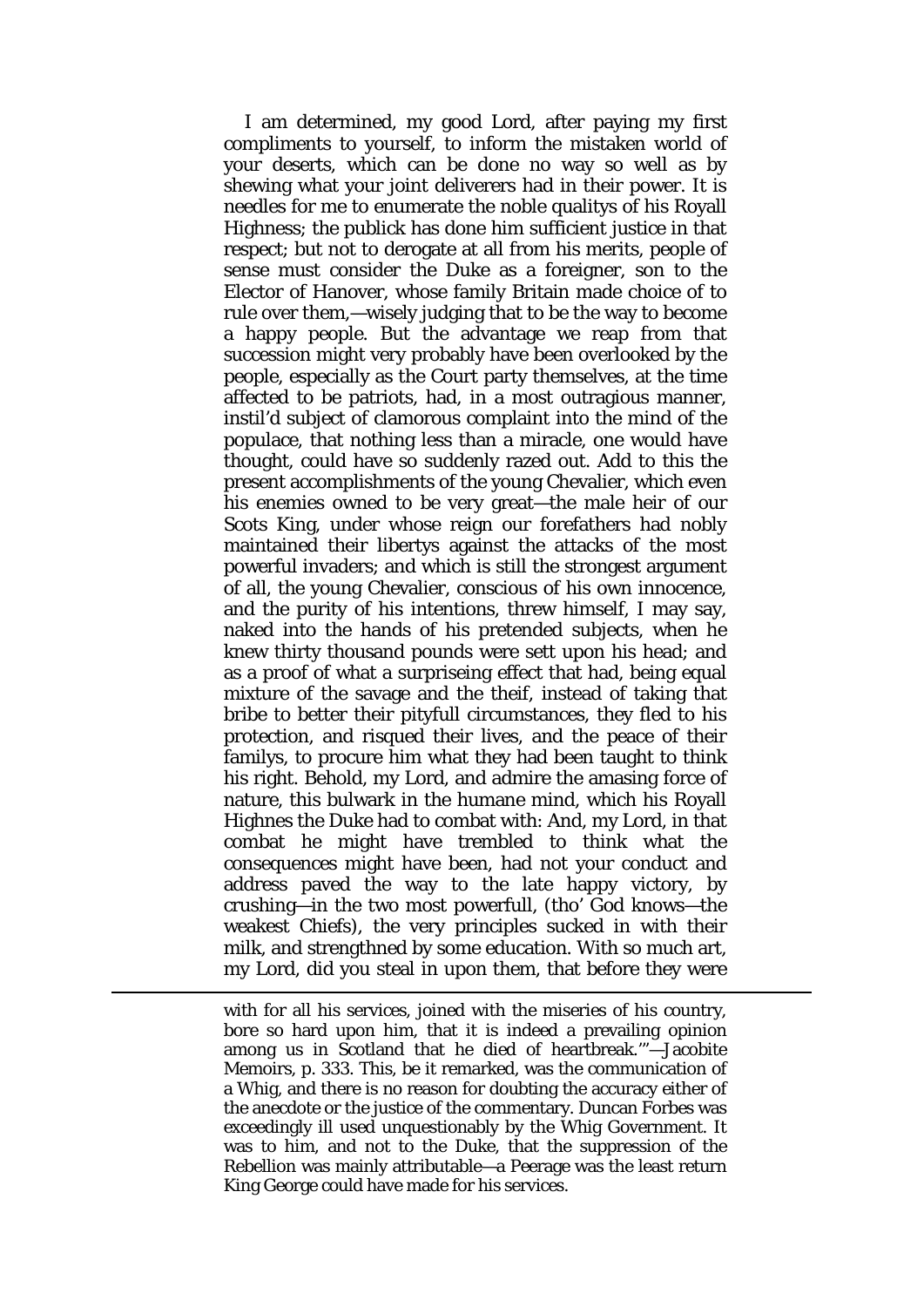I am determined, my good Lord, after paying my first compliments to yourself, to inform the mistaken world of your deserts, which can be done no way so well as by shewing what your joint deliverers had in their power. It is needles for me to enumerate the noble qualitys of his Royall Highness; the publick has done him sufficient justice in that respect; but not to derogate at all from his merits, people of sense must consider the Duke as a foreigner, son to the Elector of Hanover, whose family Britain made choice of to rule over them,—wisely judging that to be the way to become a happy people. But the advantage we reap from that succession might very probably have been overlooked by the people, especially as the Court party themselves, at the time affected to be patriots, had, in a most outragious manner, instil'd subject of clamorous complaint into the mind of the populace, that nothing less than a miracle, one would have thought, could have so suddenly razed out. Add to this the present accomplishments of the young Chevalier, which even his enemies owned to be very great—the male heir of our Scots King, under whose reign our forefathers had nobly maintained their libertys against the attacks of the most powerful invaders; and which is still the strongest argument of all, the young Chevalier, conscious of his own innocence, and the purity of his intentions, threw himself, I may say, naked into the hands of his pretended subjects, when he knew thirty thousand pounds were sett upon his head; and as a proof of what a surpriseing effect that had, being equal mixture of the savage and the theif, instead of taking that bribe to better their pityfull circumstances, they fled to his protection, and risqued their lives, and the peace of their familys, to procure him what they had been taught to think his right. Behold, my Lord, and admire the amasing force of nature, this bulwark in the humane mind, which his Royall Highnes the Duke had to combat with: And, my Lord, in that combat he might have trembled to think what the consequences might have been, had not your conduct and address paved the way to the late happy victory, by crushing—in the two most powerfull, (tho' God knows—the weakest Chiefs), the very principles sucked in with their milk, and strengthned by some education. With so much art, my Lord, did you steal in upon them, that before they were

---

with for all his services, joined with the miseries of his country, bore so hard upon him, that it is indeed a prevailing opinion among us in Scotland that he died of heartbreak.'"—Jacobite Memoirs, p. 333. This, be it remarked, was the communication of a Whig, and there is no reason for doubting the accuracy either of the anecdote or the justice of the commentary. Duncan Forbes was exceedingly ill used unquestionably by the Whig Government. It was to him, and not to the Duke, that the suppression of the Rebellion was mainly attributable—a Peerage was the least return King George could have made for his services.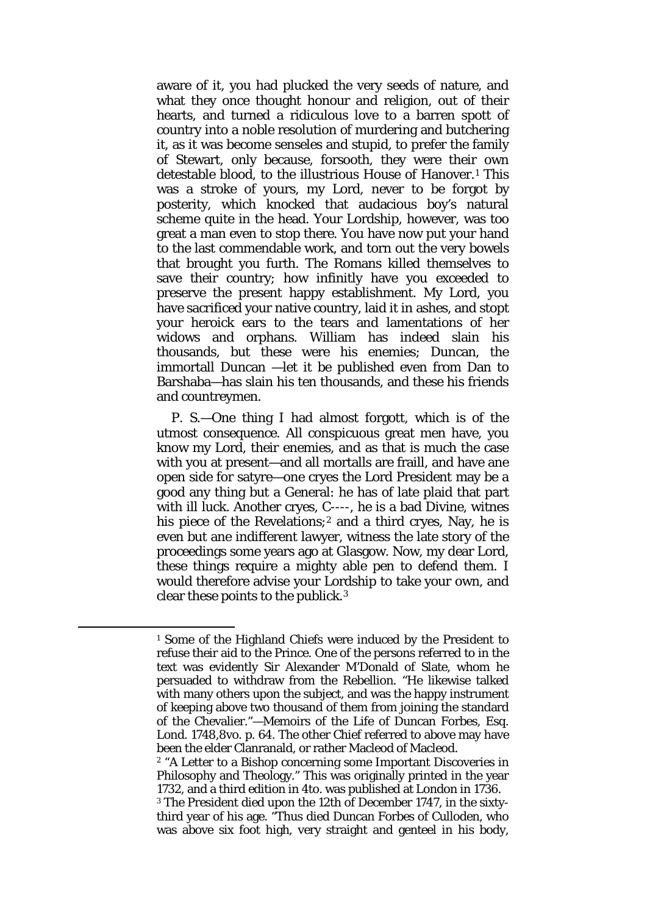aware of it, you had plucked the very seeds of nature, and what they once thought honour and religion, out of their hearts, and turned a ridiculous love to a barren spott of country into a noble resolution of murdering and butchering it, as it was become senseles and stupid, to prefer the family of Stewart, only because, forsooth, they were their own detestable blood, to the illustrious House of Hanover.[1] This was a stroke of yours, my Lord, never to be forgot by posterity, which knocked that audacious boy's natural scheme quite in the head. Your Lordship, however, was too great a man even to stop there. You have now put your hand to the last commendable work, and torn out the very bowels that brought you furth. The Romans killed themselves to save their country; how infinitly have you exceeded to preserve the present happy establishment. My Lord, you have sacrificed your native country, laid it in ashes, and stopt your heroick ears to the tears and lamentations of her widows and orphans. William has indeed slain his thousands, but these were his enemies; Duncan, the immortall Duncan —let it be published even from Dan to Barshaba—has slain his ten thousands, and these his friends and countreymen.

P. S.—One thing I had almost forgott, which is of the utmost consequence. All conspicuous great men have, you know my Lord, their enemies, and as that is much the case with you at present—and all mortalls are fraill, and have ane open side for satyre—one cryes the Lord President may be a good any thing but a General: he has of late plaid that part with ill luck. Another cryes, C----, he is a bad Divine, witnes his piece of the Revelations;[2] and a third cryes, Nay, he is even but ane indifferent lawyer, witness the late story of the proceedings some years ago at Glasgow. Now, my dear Lord, these things require a mighty able pen to defend them. I would therefore advise your Lordship to take your own, and clear these points to the publick.[3]

---

[1] Some of the Highland Chiefs were induced by the President to refuse their aid to the Prince. One of the persons referred to in the text was evidently Sir Alexander M'Donald of Slate, whom he persuaded to withdraw from the Rebellion. "He likewise talked with many others upon the subject, and was the happy instrument of keeping above two thousand of them from joining the standard of the Chevalier."—Memoirs of the Life of Duncan Forbes, Esq. Lond. 1748,8vo. p. 64. The other Chief referred to above may have been the elder Clanranald, or rather Macleod of Macleod.

[2] "A Letter to a Bishop concerning some Important Discoveries in Philosophy and Theology." This was originally printed in the year 1732, and a third edition in 4to. was published at London in 1736.

[3] The President died upon the 12th of December 1747, in the sixty-third year of his age. "Thus died Duncan Forbes of Culloden, who was above six foot high, very straight and genteel in his body,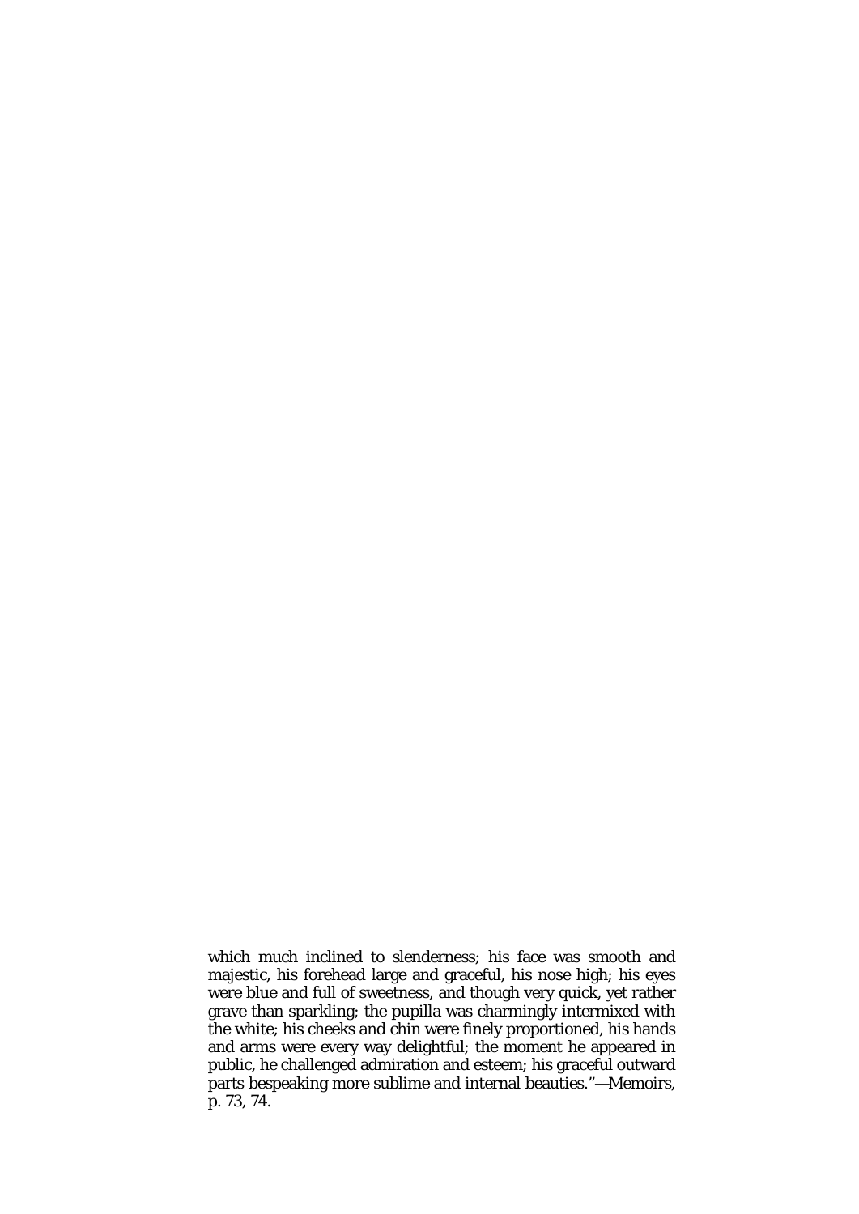which much inclined to slenderness; his face was smooth and majestic, his forehead large and graceful, his nose high; his eyes were blue and full of sweetness, and though very quick, yet rather grave than sparkling; the pupilla was charmingly intermixed with the white; his cheeks and chin were finely proportioned, his hands and arms were every way delightful; the moment he appeared in public, he challenged admiration and esteem; his graceful outward parts bespeaking more sublime and internal beauties."—Memoirs, p. 73, 74.